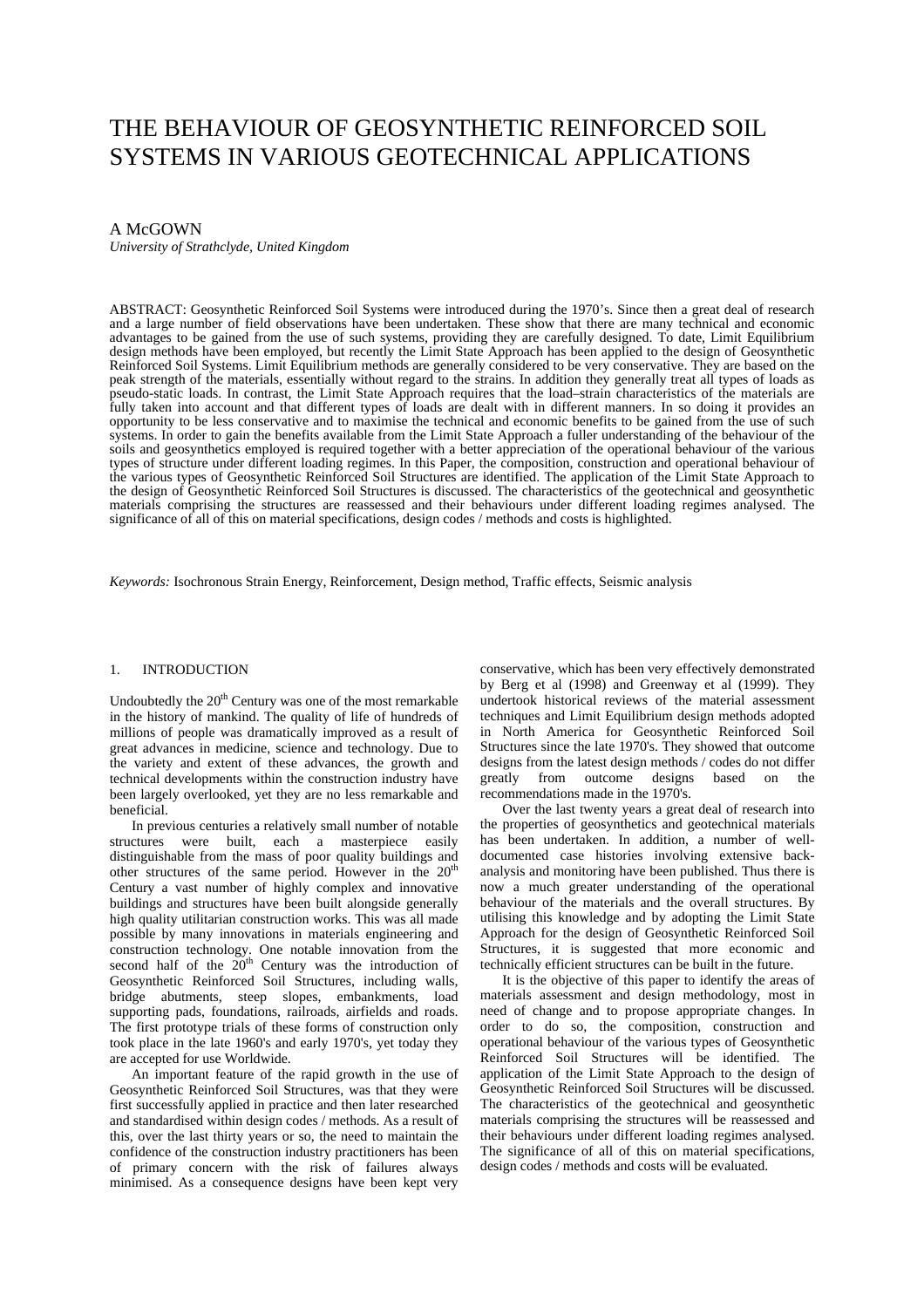# THE BEHAVIOUR OF GEOSYNTHETIC REINFORCED SOIL SYSTEMS IN VARIOUS GEOTECHNICAL APPLICATIONS

A McGOWN

*University of Strathclyde, United Kingdom*

ABSTRACT: Geosynthetic Reinforced Soil Systems were introduced during the 1970's. Since then a great deal of research and a large number of field observations have been undertaken. These show that there are many technical and economic advantages to be gained from the use of such systems, providing they are carefully designed. To date, Limit Equilibrium design methods have been employed, but recently the Limit State Approach has been applied to the design of Geosynthetic Reinforced Soil Systems. Limit Equilibrium methods are generally considered to be very conservative. They are based on the peak strength of the materials, essentially without regard to the strains. In addition they generally treat all types of loads as pseudo-static loads. In contrast, the Limit State Approach requires that the load–strain characteristics of the materials are fully taken into account and that different types of loads are dealt with in different manners. In so doing it provides an opportunity to be less conservative and to maximise the technical and economic benefits to be gained from the use of such systems. In order to gain the benefits available from the Limit State Approach a fuller understanding of the behaviour of the soils and geosynthetics employed is required together with a better appreciation of the operational behaviour of the various types of structure under different loading regimes. In this Paper, the composition, construction and operational behaviour of the various types of Geosynthetic Reinforced Soil Structures are identified. The application of the Limit State Approach to the design of Geosynthetic Reinforced Soil Structures is discussed. The characteristics of the geotechnical and geosynthetic materials comprising the structures are reassessed and their behaviours under different loading regimes analysed. The significance of all of this on material specifications, design codes / methods and costs is highlighted.

*Keywords:* Isochronous Strain Energy, Reinforcement, Design method, Traffic effects, Seismic analysis

## 1. INTRODUCTION

Undoubtedly the 20th Century was one of the most remarkable in the history of mankind. The quality of life of hundreds of millions of people was dramatically improved as a result of great advances in medicine, science and technology. Due to the variety and extent of these advances, the growth and technical developments within the construction industry have been largely overlooked, yet they are no less remarkable and beneficial.

In previous centuries a relatively small number of notable structures were built, each a masterpiece easily distinguishable from the mass of poor quality buildings and other structures of the same period. However in the 20th Century a vast number of highly complex and innovative buildings and structures have been built alongside generally high quality utilitarian construction works. This was all made possible by many innovations in materials engineering and construction technology. One notable innovation from the second half of the 20th Century was the introduction of Geosynthetic Reinforced Soil Structures, including walls, bridge abutments, steep slopes, embankments, load supporting pads, foundations, railroads, airfields and roads. The first prototype trials of these forms of construction only took place in the late 1960's and early 1970's, yet today they are accepted for use Worldwide.

An important feature of the rapid growth in the use of Geosynthetic Reinforced Soil Structures, was that they were first successfully applied in practice and then later researched and standardised within design codes / methods. As a result of this, over the last thirty years or so, the need to maintain the confidence of the construction industry practitioners has been of primary concern with the risk of failures always minimised. As a consequence designs have been kept very conservative, which has been very effectively demonstrated by Berg et al (1998) and Greenway et al (1999). They undertook historical reviews of the material assessment techniques and Limit Equilibrium design methods adopted in North America for Geosynthetic Reinforced Soil Structures since the late 1970's. They showed that outcome designs from the latest design methods / codes do not differ greatly from outcome designs based on the recommendations made in the 1970's.

Over the last twenty years a great deal of research into the properties of geosynthetics and geotechnical materials has been undertaken. In addition, a number of well-documented case histories involving extensive back-analysis and monitoring have been published. Thus there is now a much greater understanding of the operational behaviour of the materials and the overall structures. By utilising this knowledge and by adopting the Limit State Approach for the design of Geosynthetic Reinforced Soil Structures, it is suggested that more economic and technically efficient structures can be built in the future.

It is the objective of this paper to identify the areas of materials assessment and design methodology, most in need of change and to propose appropriate changes. In order to do so, the composition, construction and operational behaviour of the various types of Geosynthetic Reinforced Soil Structures will be identified. The application of the Limit State Approach to the design of Geosynthetic Reinforced Soil Structures will be discussed. The characteristics of the geotechnical and geosynthetic materials comprising the structures will be reassessed and their behaviours under different loading regimes analysed. The significance of all of this on material specifications, design codes / methods and costs will be evaluated.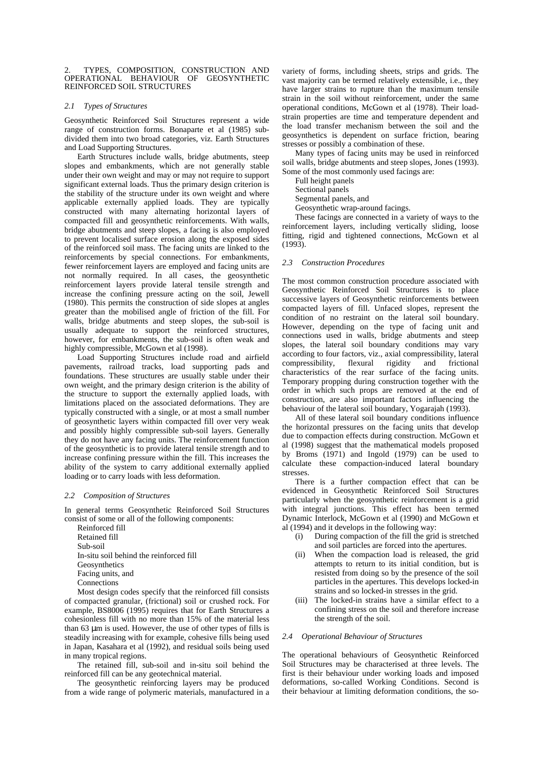## 2. TYPES, COMPOSITION, CONSTRUCTION AND OPERATIONAL BEHAVIOUR OF GEOSYNTHETIC REINFORCED SOIL STRUCTURES

### *2.1 Types of Structures*

Geosynthetic Reinforced Soil Structures represent a wide range of construction forms. Bonaparte et al (1985) sub-divided them into two broad categories, viz. Earth Structures and Load Supporting Structures.

Earth Structures include walls, bridge abutments, steep slopes and embankments, which are not generally stable under their own weight and may or may not require to support significant external loads. Thus the primary design criterion is the stability of the structure under its own weight and where applicable externally applied loads. They are typically constructed with many alternating horizontal layers of compacted fill and geosynthetic reinforcements. With walls, bridge abutments and steep slopes, a facing is also employed to prevent localised surface erosion along the exposed sides of the reinforced soil mass. The facing units are linked to the reinforcements by special connections. For embankments, fewer reinforcement layers are employed and facing units are not normally required. In all cases, the geosynthetic reinforcement layers provide lateral tensile strength and increase the confining pressure acting on the soil, Jewell (1980). This permits the construction of side slopes at angles greater than the mobilised angle of friction of the fill. For walls, bridge abutments and steep slopes, the sub-soil is usually adequate to support the reinforced structures, however, for embankments, the sub-soil is often weak and highly compressible, McGown et al (1998).

Load Supporting Structures include road and airfield pavements, railroad tracks, load supporting pads and foundations. These structures are usually stable under their own weight, and the primary design criterion is the ability of the structure to support the externally applied loads, with limitations placed on the associated deformations. They are typically constructed with a single, or at most a small number of geosynthetic layers within compacted fill over very weak and possibly highly compressible sub-soil layers. Generally they do not have any facing units. The reinforcement function of the geosynthetic is to provide lateral tensile strength and to increase confining pressure within the fill. This increases the ability of the system to carry additional externally applied loading or to carry loads with less deformation.

### *2.2 Composition of Structures*

In general terms Geosynthetic Reinforced Soil Structures consist of some or all of the following components:

- Reinforced fill
- Retained fill
- Sub-soil
- In-situ soil behind the reinforced fill
- Geosynthetics
- Facing units, and
- Connections

Most design codes specify that the reinforced fill consists of compacted granular, (frictional) soil or crushed rock. For example, BS8006 (1995) requires that for Earth Structures a cohesionless fill with no more than 15% of the material less than 63 μm is used. However, the use of other types of fills is steadily increasing with for example, cohesive fills being used in Japan, Kasahara et al (1992), and residual soils being used in many tropical regions.

The retained fill, sub-soil and in-situ soil behind the reinforced fill can be any geotechnical material.

The geosynthetic reinforcing layers may be produced from a wide range of polymeric materials, manufactured in a variety of forms, including sheets, strips and grids. The vast majority can be termed relatively extensible, i.e., they have larger strains to rupture than the maximum tensile strain in the soil without reinforcement, under the same operational conditions, McGown et al (1978). Their load-strain properties are time and temperature dependent and the load transfer mechanism between the soil and the geosynthetics is dependent on surface friction, bearing stresses or possibly a combination of these.

Many types of facing units may be used in reinforced soil walls, bridge abutments and steep slopes, Jones (1993). Some of the most commonly used facings are:

- Full height panels
- Sectional panels
- Segmental panels, and
- Geosynthetic wrap-around facings.

These facings are connected in a variety of ways to the reinforcement layers, including vertically sliding, loose fitting, rigid and tightened connections, McGown et al (1993).

### *2.3 Construction Procedures*

The most common construction procedure associated with Geosynthetic Reinforced Soil Structures is to place successive layers of Geosynthetic reinforcements between compacted layers of fill. Unfaced slopes, represent the condition of no restraint on the lateral soil boundary. However, depending on the type of facing unit and connections used in walls, bridge abutments and steep slopes, the lateral soil boundary conditions may vary according to four factors, viz., axial compressibility, lateral compressibility, flexural rigidity and frictional characteristics of the rear surface of the facing units. Temporary propping during construction together with the order in which such props are removed at the end of construction, are also important factors influencing the behaviour of the lateral soil boundary, Yogarajah (1993).

All of these lateral soil boundary conditions influence the horizontal pressures on the facing units that develop due to compaction effects during construction. McGown et al (1998) suggest that the mathematical models proposed by Broms (1971) and Ingold (1979) can be used to calculate these compaction-induced lateral boundary stresses.

There is a further compaction effect that can be evidenced in Geosynthetic Reinforced Soil Structures particularly when the geosynthetic reinforcement is a grid with integral junctions. This effect has been termed Dynamic Interlock, McGown et al (1990) and McGown et al (1994) and it develops in the following way:

(i) During compaction of the fill the grid is stretched and soil particles are forced into the apertures.
(ii) When the compaction load is released, the grid attempts to return to its initial condition, but is resisted from doing so by the presence of the soil particles in the apertures. This develops locked-in strains and so locked-in stresses in the grid.
(iii) The locked-in strains have a similar effect to a confining stress on the soil and therefore increase the strength of the soil.

### *2.4 Operational Behaviour of Structures*

The operational behaviours of Geosynthetic Reinforced Soil Structures may be characterised at three levels. The first is their behaviour under working loads and imposed deformations, so-called Working Conditions. Second is their behaviour at limiting deformation conditions, the so-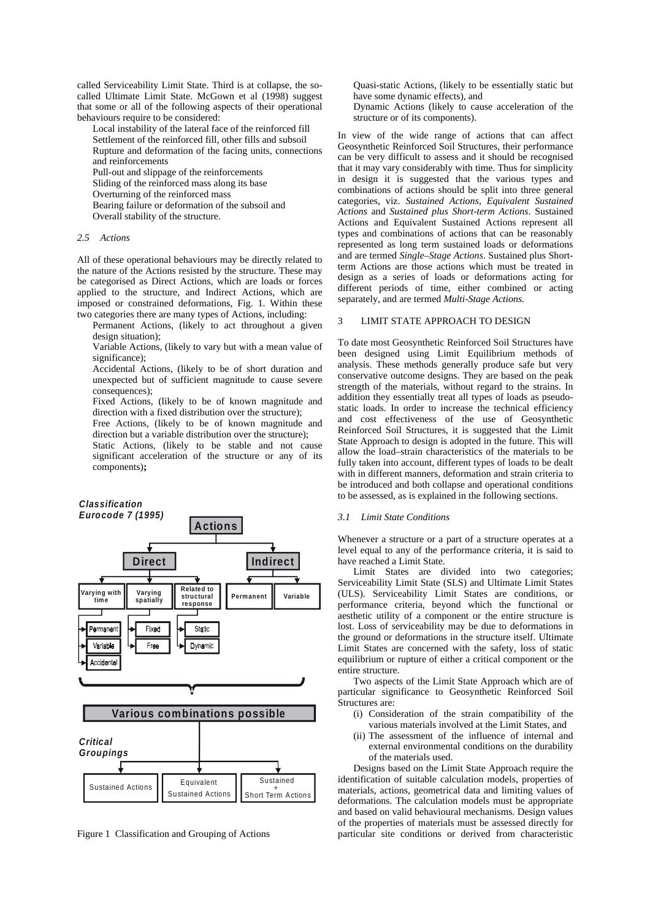called Serviceability Limit State. Third is at collapse, the so-called Ultimate Limit State. McGown et al (1998) suggest that some or all of the following aspects of their operational behaviours require to be considered:

- Local instability of the lateral face of the reinforced fill
- Settlement of the reinforced fill, other fills and subsoil
- Rupture and deformation of the facing units, connections and reinforcements
- Pull-out and slippage of the reinforcements
- Sliding of the reinforced mass along its base
- Overturning of the reinforced mass
- Bearing failure or deformation of the subsoil and
- Overall stability of the structure.

### 2.5 Actions

All of these operational behaviours may be directly related to the nature of the Actions resisted by the structure. These may be categorised as Direct Actions, which are loads or forces applied to the structure, and Indirect Actions, which are imposed or constrained deformations, Fig. 1. Within these two categories there are many types of Actions, including:

- Permanent Actions, (likely to act throughout a given design situation);
- Variable Actions, (likely to vary but with a mean value of significance);
- Accidental Actions, (likely to be of short duration and unexpected but of sufficient magnitude to cause severe consequences);
- Fixed Actions, (likely to be of known magnitude and direction with a fixed distribution over the structure);
- Free Actions, (likely to be of known magnitude and direction but a variable distribution over the structure);
- Static Actions, (likely to be stable and not cause significant acceleration of the structure or any of its components);
- Quasi-static Actions, (likely to be essentially static but have some dynamic effects), and
- Dynamic Actions (likely to cause acceleration of the structure or of its components).

Classification Eurocode 7 (1995)

Actions → Direct: Varying with time (Permanent, Variable, Accidental); Varying spatially (Fixed, Free); Related to structural response (Static, Dynamic). Indirect: Permanent, Variable.

Various combinations possible

Critical Groupings: Sustained Actions; Equivalent Sustained Actions; Sustained + Short Term Actions

Figure 1 Classification and Grouping of Actions

In view of the wide range of actions that can affect Geosynthetic Reinforced Soil Structures, their performance can be very difficult to assess and it should be recognised that it may vary considerably with time. Thus for simplicity in design it is suggested that the various types and combinations of actions should be split into three general categories, viz. *Sustained Actions*, *Equivalent Sustained Actions* and *Sustained plus Short-term Actions*. Sustained Actions and Equivalent Sustained Actions represent all types and combinations of actions that can be reasonably represented as long term sustained loads or deformations and are termed *Single–Stage Actions*. Sustained plus Short-term Actions are those actions which must be treated in design as a series of loads or deformations acting for different periods of time, either combined or acting separately, and are termed *Multi-Stage Actions.*

## 3 LIMIT STATE APPROACH TO DESIGN

To date most Geosynthetic Reinforced Soil Structures have been designed using Limit Equilibrium methods of analysis. These methods generally produce safe but very conservative outcome designs. They are based on the peak strength of the materials, without regard to the strains. In addition they essentially treat all types of loads as pseudo-static loads. In order to increase the technical efficiency and cost effectiveness of the use of Geosynthetic Reinforced Soil Structures, it is suggested that the Limit State Approach to design is adopted in the future. This will allow the load–strain characteristics of the materials to be fully taken into account, different types of loads to be dealt with in different manners, deformation and strain criteria to be introduced and both collapse and operational conditions to be assessed, as is explained in the following sections.

### 3.1 Limit State Conditions

Whenever a structure or a part of a structure operates at a level equal to any of the performance criteria, it is said to have reached a Limit State.

Limit States are divided into two categories; Serviceability Limit State (SLS) and Ultimate Limit States (ULS). Serviceability Limit States are conditions, or performance criteria, beyond which the functional or aesthetic utility of a component or the entire structure is lost. Loss of serviceability may be due to deformations in the ground or deformations in the structure itself. Ultimate Limit States are concerned with the safety, loss of static equilibrium or rupture of either a critical component or the entire structure.

Two aspects of the Limit State Approach which are of particular significance to Geosynthetic Reinforced Soil Structures are:

(i) Consideration of the strain compatibility of the various materials involved at the Limit States, and

(ii) The assessment of the influence of internal and external environmental conditions on the durability of the materials used.

Designs based on the Limit State Approach require the identification of suitable calculation models, properties of materials, actions, geometrical data and limiting values of deformations. The calculation models must be appropriate and based on valid behavioural mechanisms. Design values of the properties of materials must be assessed directly for particular site conditions or derived from characteristic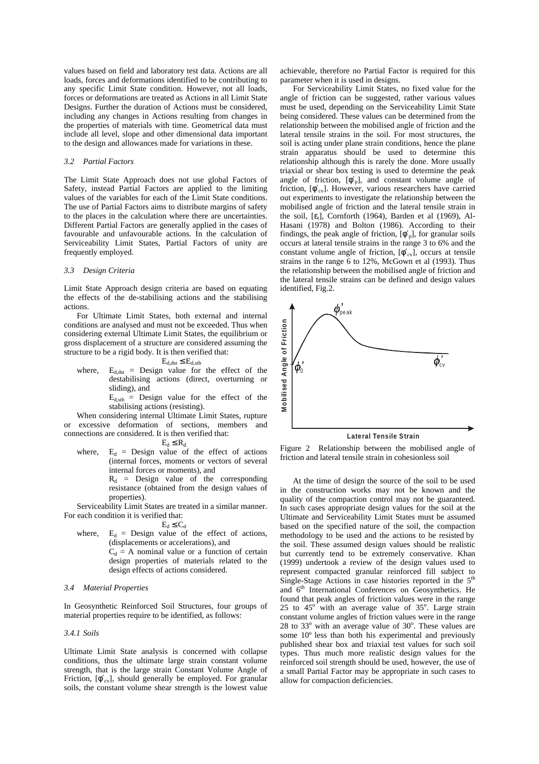values based on field and laboratory test data. Actions are all loads, forces and deformations identified to be contributing to any specific Limit State condition. However, not all loads, forces or deformations are treated as Actions in all Limit State Designs. Further the duration of Actions must be considered, including any changes in Actions resulting from changes in the properties of materials with time. Geometrical data must include all level, slope and other dimensional data important to the design and allowances made for variations in these.

### *3.2 Partial Factors*

The Limit State Approach does not use global Factors of Safety, instead Partial Factors are applied to the limiting values of the variables for each of the Limit State conditions. The use of Partial Factors aims to distribute margins of safety to the places in the calculation where there are uncertainties. Different Partial Factors are generally applied in the cases of favourable and unfavourable actions. In the calculation of Serviceability Limit States, Partial Factors of unity are frequently employed.

### *3.3 Design Criteria*

Limit State Approach design criteria are based on equating the effects of the de-stabilising actions and the stabilising actions.

For Ultimate Limit States, both external and internal conditions are analysed and must not be exceeded. Thus when considering external Ultimate Limit States, the equilibrium or gross displacement of a structure are considered assuming the structure to be a rigid body. It is then verified that:

$$E_{d,dst} \le E_{d,stb}$$

where, $E_{d,dst}$ = Design value for the effect of the destabilising actions (direct, overturning or sliding), and

$E_{d,stb}$ = Design value for the effect of the stabilising actions (resisting).

When considering internal Ultimate Limit States, rupture or excessive deformation of sections, members and connections are considered. It is then verified that:

$$E_d \le R_d$$

where, $E_d$ = Design value of the effect of actions (internal forces, moments or vectors of several internal forces or moments), and

$R_d$ = Design value of the corresponding resistance (obtained from the design values of properties).

Serviceability Limit States are treated in a similar manner. For each condition it is verified that:

$$E_d \le C_d$$

where, $E_d$ = Design value of the effect of actions, (displacements or accelerations), and

$C_d$ = A nominal value or a function of certain design properties of materials related to the design effects of actions considered.

### *3.4 Material Properties*

In Geosynthetic Reinforced Soil Structures, four groups of material properties require to be identified, as follows:

#### *3.4.1 Soils*

Ultimate Limit State analysis is concerned with collapse conditions, thus the ultimate large strain constant volume strength, that is the large strain Constant Volume Angle of Friction, [$\phi'_{cv}$], should generally be employed. For granular soils, the constant volume shear strength is the lowest value achievable, therefore no Partial Factor is required for this parameter when it is used in designs.

For Serviceability Limit States, no fixed value for the angle of friction can be suggested, rather various values must be used, depending on the Serviceability Limit State being considered. These values can be determined from the relationship between the mobilised angle of friction and the lateral tensile strains in the soil. For most structures, the soil is acting under plane strain conditions, hence the plane strain apparatus should be used to determine this relationship although this is rarely the done. More usually triaxial or shear box testing is used to determine the peak angle of friction, [$\phi'_p$], and constant volume angle of friction, [$\phi'_{cv}$]. However, various researchers have carried out experiments to investigate the relationship between the mobilised angle of friction and the lateral tensile strain in the soil, [$\varepsilon_t$], Cornforth (1964), Barden et al (1969), Al-Hasani (1978) and Bolton (1986). According to their findings, the peak angle of friction, [$\phi'_p$], for granular soils occurs at lateral tensile strains in the range 3 to 6% and the constant volume angle of friction, [$\phi'_{cv}$], occurs at tensile strains in the range 6 to 12%, McGown et al (1993). Thus the relationship between the mobilised angle of friction and the lateral tensile strains can be defined and design values identified, Fig.2.

Figure 2 Relationship between the mobilised angle of friction and lateral tensile strain in cohesionless soil

At the time of design the source of the soil to be used in the construction works may not be known and the quality of the compaction control may not be guaranteed. In such cases appropriate design values for the soil at the Ultimate and Serviceability Limit States must be assumed based on the specified nature of the soil, the compaction methodology to be used and the actions to be resisted by the soil. These assumed design values should be realistic but currently tend to be extremely conservative. Khan (1999) undertook a review of the design values used to represent compacted granular reinforced fill subject to Single-Stage Actions in case histories reported in the 5th and 6th International Conferences on Geosynthetics. He found that peak angles of friction values were in the range 25 to 45° with an average value of 35°. Large strain constant volume angles of friction values were in the range 28 to 33° with an average value of 30°. These values are some 10° less than both his experimental and previously published shear box and triaxial test values for such soil types. Thus much more realistic design values for the reinforced soil strength should be used, however, the use of a small Partial Factor may be appropriate in such cases to allow for compaction deficiencies.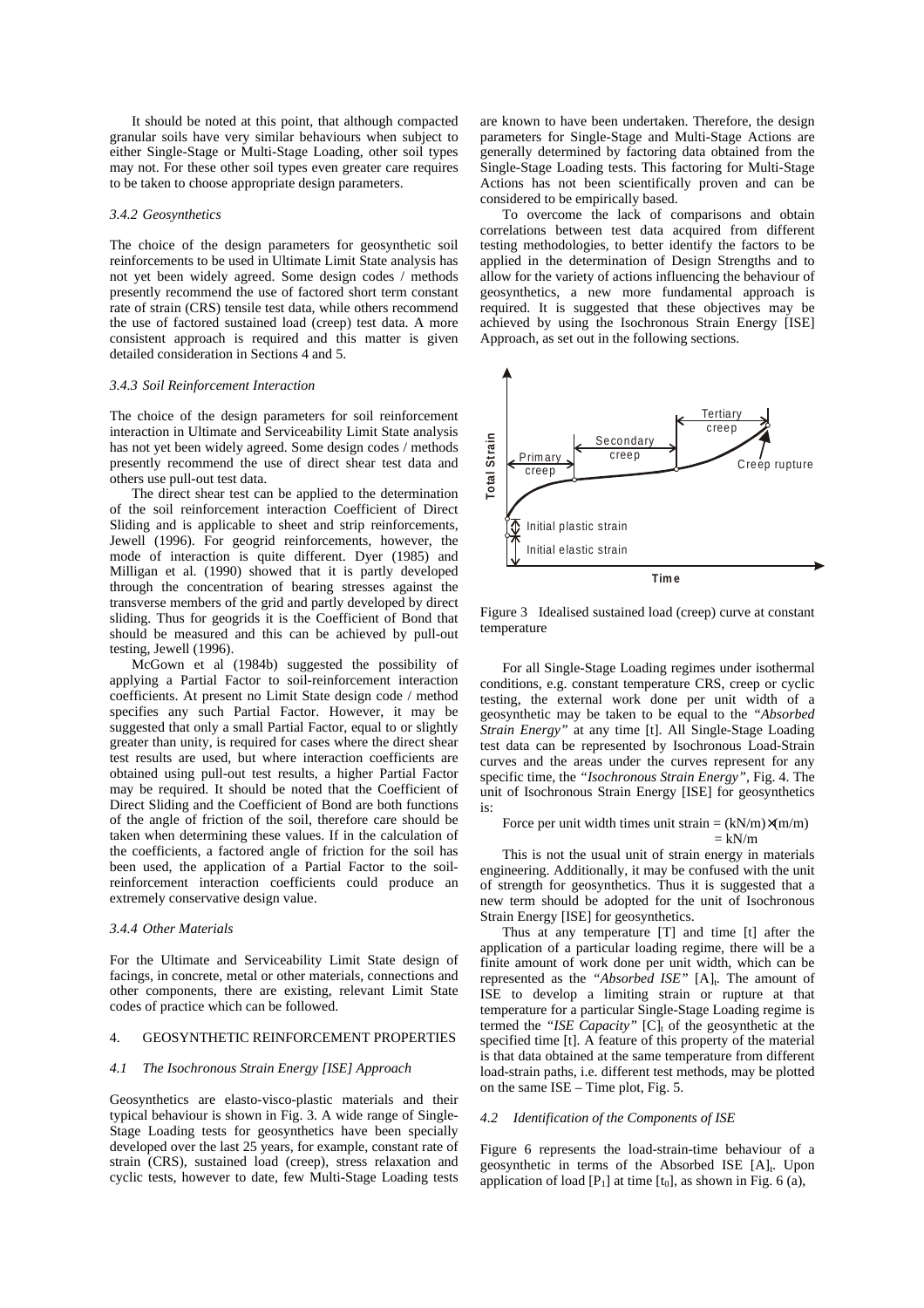It should be noted at this point, that although compacted granular soils have very similar behaviours when subject to either Single-Stage or Multi-Stage Loading, other soil types may not. For these other soil types even greater care requires to be taken to choose appropriate design parameters.

#### *3.4.2 Geosynthetics*

The choice of the design parameters for geosynthetic soil reinforcements to be used in Ultimate Limit State analysis has not yet been widely agreed. Some design codes / methods presently recommend the use of factored short term constant rate of strain (CRS) tensile test data, while others recommend the use of factored sustained load (creep) test data. A more consistent approach is required and this matter is given detailed consideration in Sections 4 and 5.

#### *3.4.3 Soil Reinforcement Interaction*

The choice of the design parameters for soil reinforcement interaction in Ultimate and Serviceability Limit State analysis has not yet been widely agreed. Some design codes / methods presently recommend the use of direct shear test data and others use pull-out test data.

The direct shear test can be applied to the determination of the soil reinforcement interaction Coefficient of Direct Sliding and is applicable to sheet and strip reinforcements, Jewell (1996). For geogrid reinforcements, however, the mode of interaction is quite different. Dyer (1985) and Milligan et al. (1990) showed that it is partly developed through the concentration of bearing stresses against the transverse members of the grid and partly developed by direct sliding. Thus for geogrids it is the Coefficient of Bond that should be measured and this can be achieved by pull-out testing, Jewell (1996).

McGown et al (1984b) suggested the possibility of applying a Partial Factor to soil-reinforcement interaction coefficients. At present no Limit State design code / method specifies any such Partial Factor. However, it may be suggested that only a small Partial Factor, equal to or slightly greater than unity, is required for cases where the direct shear test results are used, but where interaction coefficients are obtained using pull-out test results, a higher Partial Factor may be required. It should be noted that the Coefficient of Direct Sliding and the Coefficient of Bond are both functions of the angle of friction of the soil, therefore care should be taken when determining these values. If in the calculation of the coefficients, a factored angle of friction for the soil has been used, the application of a Partial Factor to the soil-reinforcement interaction coefficients could produce an extremely conservative design value.

#### *3.4.4 Other Materials*

For the Ultimate and Serviceability Limit State design of facings, in concrete, metal or other materials, connections and other components, there are existing, relevant Limit State codes of practice which can be followed.

## 4. GEOSYNTHETIC REINFORCEMENT PROPERTIES

### *4.1 The Isochronous Strain Energy [ISE] Approach*

Geosynthetics are elasto-visco-plastic materials and their typical behaviour is shown in Fig. 3. A wide range of Single-Stage Loading tests for geosynthetics have been specially developed over the last 25 years, for example, constant rate of strain (CRS), sustained load (creep), stress relaxation and cyclic tests, however to date, few Multi-Stage Loading tests are known to have been undertaken. Therefore, the design parameters for Single-Stage and Multi-Stage Actions are generally determined by factoring data obtained from the Single-Stage Loading tests. This factoring for Multi-Stage Actions has not been scientifically proven and can be considered to be empirically based.

To overcome the lack of comparisons and obtain correlations between test data acquired from different testing methodologies, to better identify the factors to be applied in the determination of Design Strengths and to allow for the variety of actions influencing the behaviour of geosynthetics, a new more fundamental approach is required. It is suggested that these objectives may be achieved by using the Isochronous Strain Energy [ISE] Approach, as set out in the following sections.

Figure 3 Idealised sustained load (creep) curve at constant temperature

For all Single-Stage Loading regimes under isothermal conditions, e.g. constant temperature CRS, creep or cyclic testing, the external work done per unit width of a geosynthetic may be taken to be equal to the *"Absorbed Strain Energy"* at any time [t]. All Single-Stage Loading test data can be represented by Isochronous Load-Strain curves and the areas under the curves represent for any specific time, the *"Isochronous Strain Energy"*, Fig. 4. The unit of Isochronous Strain Energy [ISE] for geosynthetics is:

$$\text{Force per unit width times unit strain} = (kN/m)\times(m/m) = kN/m$$

This is not the usual unit of strain energy in materials engineering. Additionally, it may be confused with the unit of strength for geosynthetics. Thus it is suggested that a new term should be adopted for the unit of Isochronous Strain Energy [ISE] for geosynthetics.

Thus at any temperature [T] and time [t] after the application of a particular loading regime, there will be a finite amount of work done per unit width, which can be represented as the *"Absorbed ISE"* $[A]_t$. The amount of ISE to develop a limiting strain or rupture at that temperature for a particular Single-Stage Loading regime is termed the *"ISE Capacity"* $[C]_t$ of the geosynthetic at the specified time [t]. A feature of this property of the material is that data obtained at the same temperature from different load-strain paths, i.e. different test methods, may be plotted on the same ISE – Time plot, Fig. 5.

### *4.2 Identification of the Components of ISE*

Figure 6 represents the load-strain-time behaviour of a geosynthetic in terms of the Absorbed ISE $[A]_t$. Upon application of load $[P_1]$ at time $[t_0]$, as shown in Fig. 6 (a),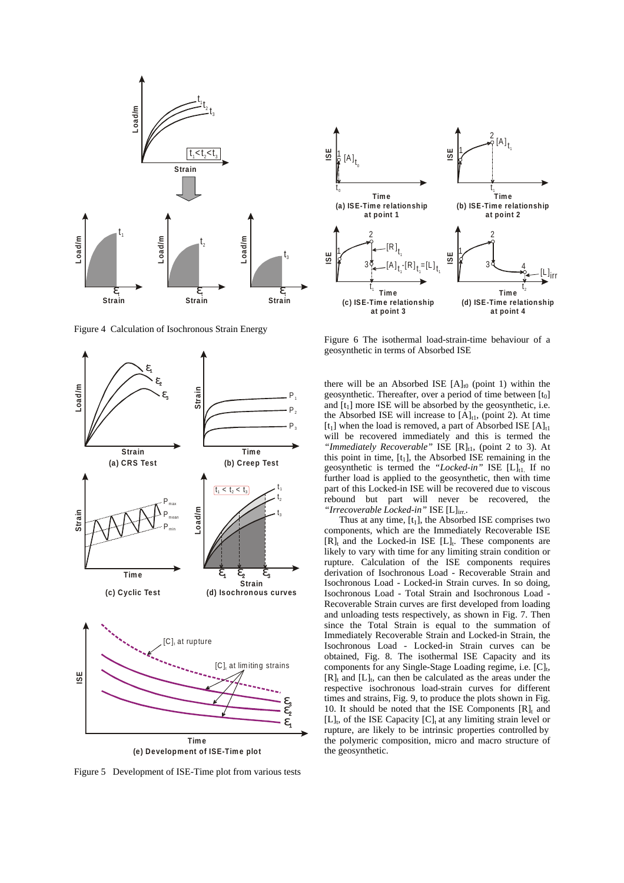Figure 4 Calculation of Isochronous Strain Energy

Figure 5 Development of ISE-Time plot from various tests

Figure 6 The isothermal load-strain-time behaviour of a geosynthetic in terms of Absorbed ISE

there will be an Absorbed ISE $[A]_{t0}$ (point 1) within the geosynthetic. Thereafter, over a period of time between $[t_0]$ and $[t_1]$ more ISE will be absorbed by the geosynthetic, i.e. the Absorbed ISE will increase to $[A]_{t1}$, (point 2). At time $[t_1]$ when the load is removed, a part of Absorbed ISE $[A]_{t1}$ will be recovered immediately and this is termed the *"Immediately Recoverable"* ISE $[R]_{t1}$, (point 2 to 3). At this point in time, $[t_1]$, the Absorbed ISE remaining in the geosynthetic is termed the *"Locked-in"* ISE $[L]_{t1}$. If no further load is applied to the geosynthetic, then with time part of this Locked-in ISE will be recovered due to viscous rebound but part will never be recovered, the *"Irrecoverable Locked-in"* ISE $[L]_{irr}$.

Thus at any time, $[t_1]$, the Absorbed ISE comprises two components, which are the Immediately Recoverable ISE $[R]_t$ and the Locked-in ISE $[L]_t$. These components are likely to vary with time for any limiting strain condition or rupture. Calculation of the ISE components requires derivation of Isochronous Load - Recoverable Strain and Isochronous Load - Locked-in Strain curves. In so doing, Isochronous Load - Total Strain and Isochronous Load - Recoverable Strain curves are first developed from loading and unloading tests respectively, as shown in Fig. 7. Then since the Total Strain is equal to the summation of Immediately Recoverable Strain and Locked-in Strain, the Isochronous Load - Locked-in Strain curves can be obtained, Fig. 8. The isothermal ISE Capacity and its components for any Single-Stage Loading regime, i.e. $[C]_t$, $[R]_t$ and $[L]_t$, can then be calculated as the areas under the respective isochronous load-strain curves for different times and strains, Fig. 9, to produce the plots shown in Fig. 10. It should be noted that the ISE Components $[R]_t$ and $[L]_t$, of the ISE Capacity $[C]_t$ at any limiting strain level or rupture, are likely to be intrinsic properties controlled by the polymeric composition, micro and macro structure of the geosynthetic.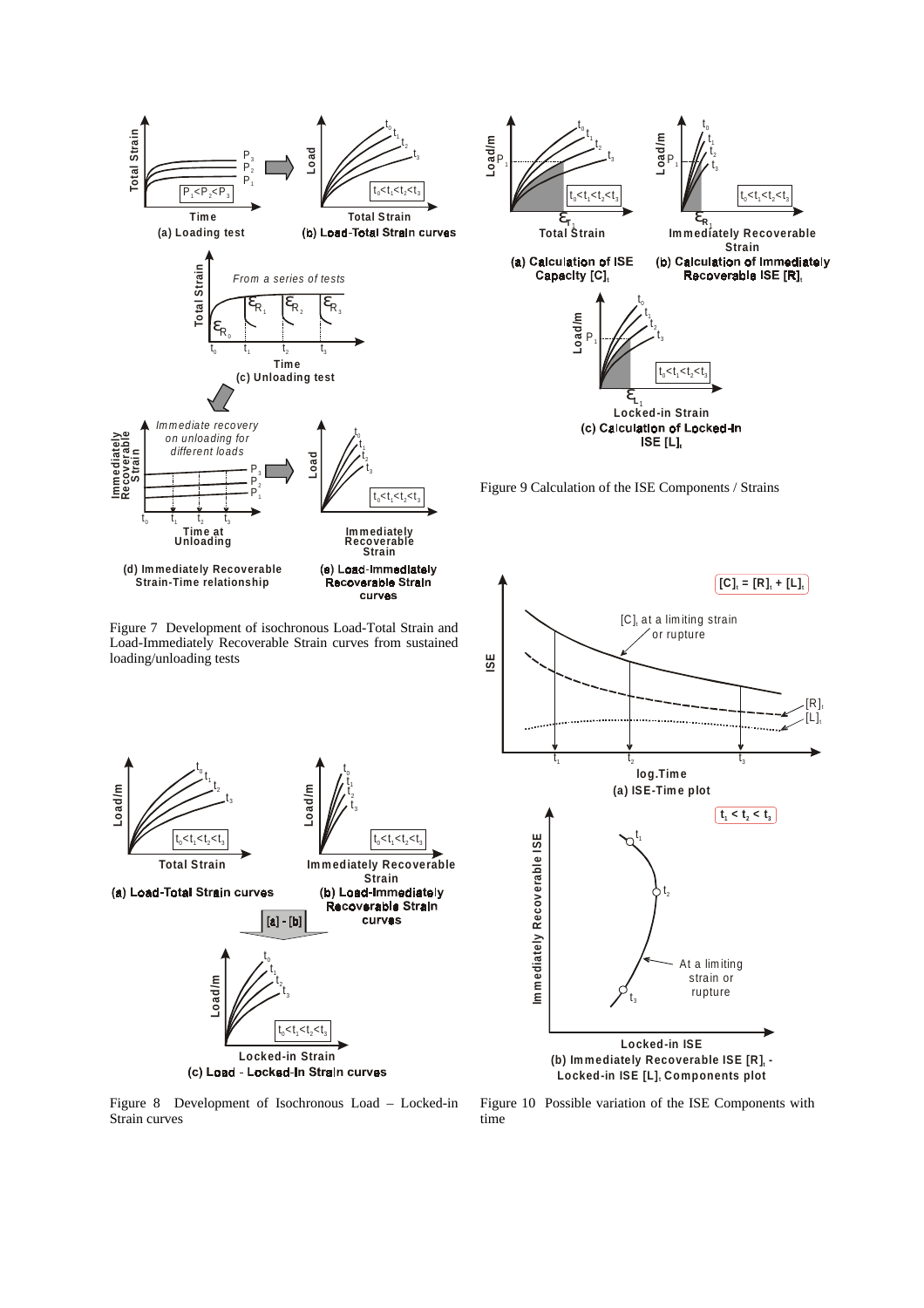Figure 7 Development of isochronous Load-Total Strain and Load-Immediately Recoverable Strain curves from sustained loading/unloading tests

Figure 8 Development of Isochronous Load – Locked-in Strain curves

Figure 9 Calculation of the ISE Components / Strains

Figure 10 Possible variation of the ISE Components with time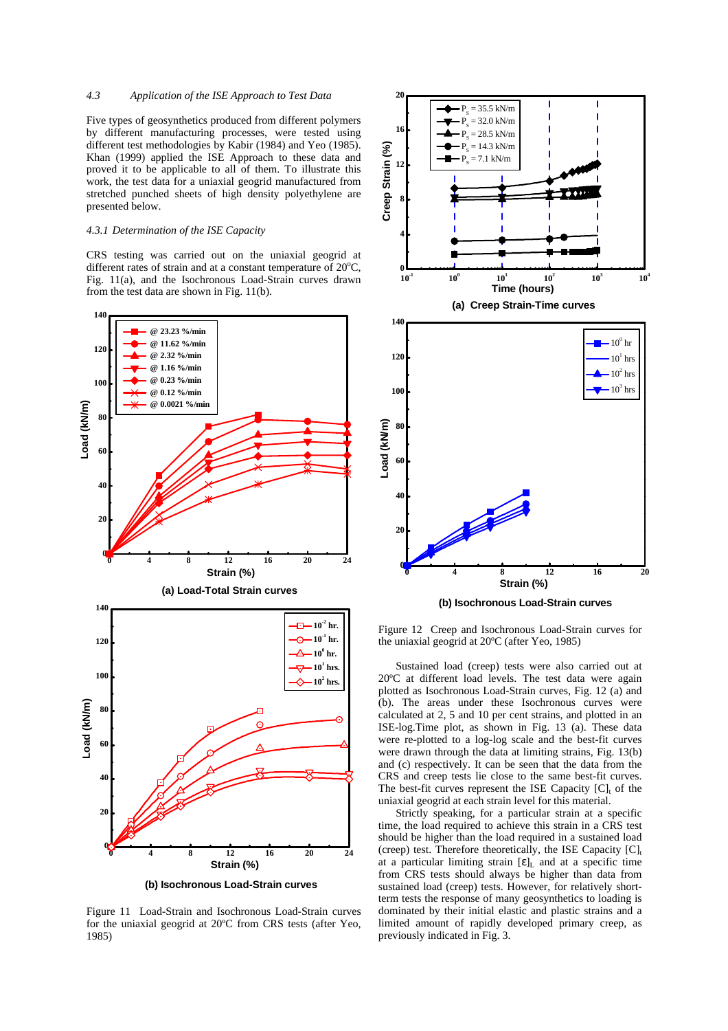### 4.3 Application of the ISE Approach to Test Data

Five types of geosynthetics produced from different polymers by different manufacturing processes, were tested using different test methodologies by Kabir (1984) and Yeo (1985). Khan (1999) applied the ISE Approach to these data and proved it to be applicable to all of them. To illustrate this work, the test data for a uniaxial geogrid manufactured from stretched punched sheets of high density polyethylene are presented below.

#### 4.3.1 Determination of the ISE Capacity

CRS testing was carried out on the uniaxial geogrid at different rates of strain and at a constant temperature of 20°C, Fig. 11(a), and the Isochronous Load-Strain curves drawn from the test data are shown in Fig. 11(b).

(a) Load-Total Strain curves

(b) Isochronous Load-Strain curves

Figure 11 Load-Strain and Isochronous Load-Strain curves for the uniaxial geogrid at 20°C from CRS tests (after Yeo, 1985)

(a) Creep Strain-Time curves

(b) Isochronous Load-Strain curves

Figure 12 Creep and Isochronous Load-Strain curves for the uniaxial geogrid at 20°C (after Yeo, 1985)

Sustained load (creep) tests were also carried out at 20°C at different load levels. The test data were again plotted as Isochronous Load-Strain curves, Fig. 12 (a) and (b). The areas under these Isochronous curves were calculated at 2, 5 and 10 per cent strains, and plotted in an ISE-log.Time plot, as shown in Fig. 13 (a). These data were re-plotted to a log-log scale and the best-fit curves were drawn through the data at limiting strains, Fig. 13(b) and (c) respectively. It can be seen that the data from the CRS and creep tests lie close to the same best-fit curves. The best-fit curves represent the ISE Capacity $[C]_t$ of the uniaxial geogrid at each strain level for this material.

Strictly speaking, for a particular strain at a specific time, the load required to achieve this strain in a CRS test should be higher than the load required in a sustained load (creep) test. Therefore theoretically, the ISE Capacity $[C]_t$ at a particular limiting strain $[\varepsilon]_L$ and at a specific time from CRS tests should always be higher than data from sustained load (creep) tests. However, for relatively short-term tests the response of many geosynthetics to loading is dominated by their initial elastic and plastic strains and a limited amount of rapidly developed primary creep, as previously indicated in Fig. 3.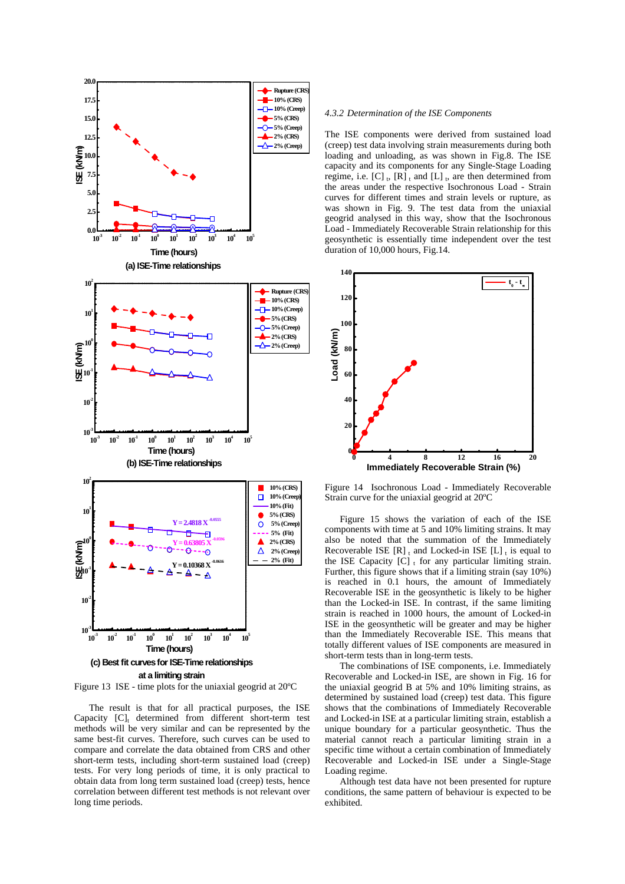Figure 13 ISE - time plots for the uniaxial geogrid at 20ºC

The result is that for all practical purposes, the ISE Capacity $[C]_t$ determined from different short-term test methods will be very similar and can be represented by the same best-fit curves. Therefore, such curves can be used to compare and correlate the data obtained from CRS and other short-term tests, including short-term sustained load (creep) tests. For very long periods of time, it is only practical to obtain data from long term sustained load (creep) tests, hence correlation between different test methods is not relevant over long time periods.

### *4.3.2 Determination of the ISE Components*

The ISE components were derived from sustained load (creep) test data involving strain measurements during both loading and unloading, as was shown in Fig.8. The ISE capacity and its components for any Single-Stage Loading regime, i.e. $[C]_t$, $[R]_t$ and $[L]_t$, are then determined from the areas under the respective Isochronous Load - Strain curves for different times and strain levels or rupture, as was shown in Fig. 9. The test data from the uniaxial geogrid analysed in this way, show that the Isochronous Load - Immediately Recoverable Strain relationship for this geosynthetic is essentially time independent over the test duration of 10,000 hours, Fig.14.

Figure 14 Isochronous Load - Immediately Recoverable Strain curve for the uniaxial geogrid at 20ºC

Figure 15 shows the variation of each of the ISE components with time at 5 and 10% limiting strains. It may also be noted that the summation of the Immediately Recoverable ISE $[R]_t$ and Locked-in ISE $[L]_t$ is equal to the ISE Capacity $[C]_t$ for any particular limiting strain. Further, this figure shows that if a limiting strain (say 10%) is reached in 0.1 hours, the amount of Immediately Recoverable ISE in the geosynthetic is likely to be higher than the Locked-in ISE. In contrast, if the same limiting strain is reached in 1000 hours, the amount of Locked-in ISE in the geosynthetic will be greater and may be higher than the Immediately Recoverable ISE. This means that totally different values of ISE components are measured in short-term tests than in long-term tests.

The combinations of ISE components, i.e. Immediately Recoverable and Locked-in ISE, are shown in Fig. 16 for the uniaxial geogrid B at 5% and 10% limiting strains, as determined by sustained load (creep) test data. This figure shows that the combinations of Immediately Recoverable and Locked-in ISE at a particular limiting strain, establish a unique boundary for a particular geosynthetic. Thus the material cannot reach a particular limiting strain in a specific time without a certain combination of Immediately Recoverable and Locked-in ISE under a Single-Stage Loading regime.

Although test data have not been presented for rupture conditions, the same pattern of behaviour is expected to be exhibited.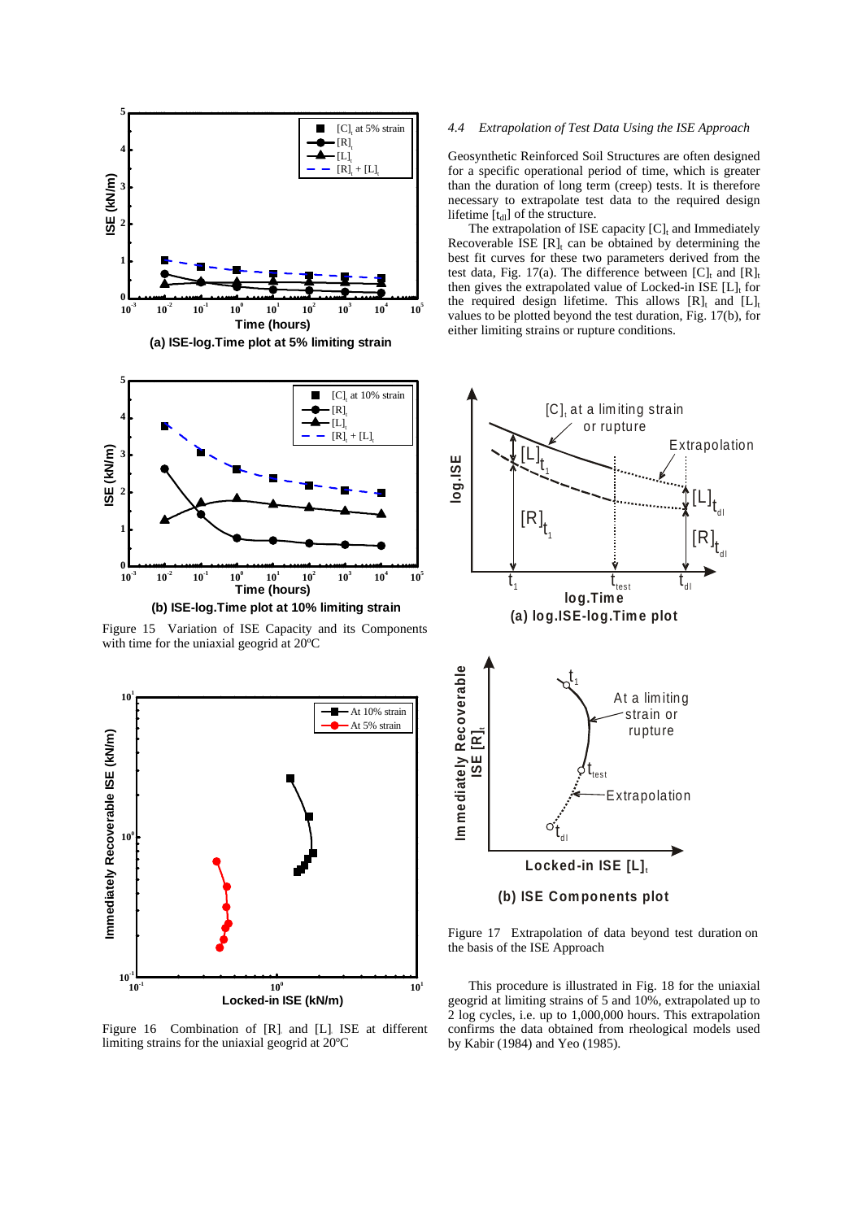(a) ISE-log.Time plot at 5% limiting strain

(b) ISE-log.Time plot at 10% limiting strain

Figure 15 Variation of ISE Capacity and its Components with time for the uniaxial geogrid at 20ºC

Figure 16 Combination of $[R]_t$ and $[L]_t$ ISE at different limiting strains for the uniaxial geogrid at 20ºC

### 4.4 *Extrapolation of Test Data Using the ISE Approach*

Geosynthetic Reinforced Soil Structures are often designed for a specific operational period of time, which is greater than the duration of long term (creep) tests. It is therefore necessary to extrapolate test data to the required design lifetime $[t_{dl}]$ of the structure.

The extrapolation of ISE capacity $[C]_t$ and Immediately Recoverable ISE $[R]_t$ can be obtained by determining the best fit curves for these two parameters derived from the test data, Fig. 17(a). The difference between $[C]_t$ and $[R]_t$ then gives the extrapolated value of Locked-in ISE $[L]_t$ for the required design lifetime. This allows $[R]_t$ and $[L]_t$ values to be plotted beyond the test duration, Fig. 17(b), for either limiting strains or rupture conditions.

(a) log.ISE-log.Time plot

(b) ISE Components plot

Figure 17 Extrapolation of data beyond test duration on the basis of the ISE Approach

This procedure is illustrated in Fig. 18 for the uniaxial geogrid at limiting strains of 5 and 10%, extrapolated up to 2 log cycles, i.e. up to 1,000,000 hours. This extrapolation confirms the data obtained from rheological models used by Kabir (1984) and Yeo (1985).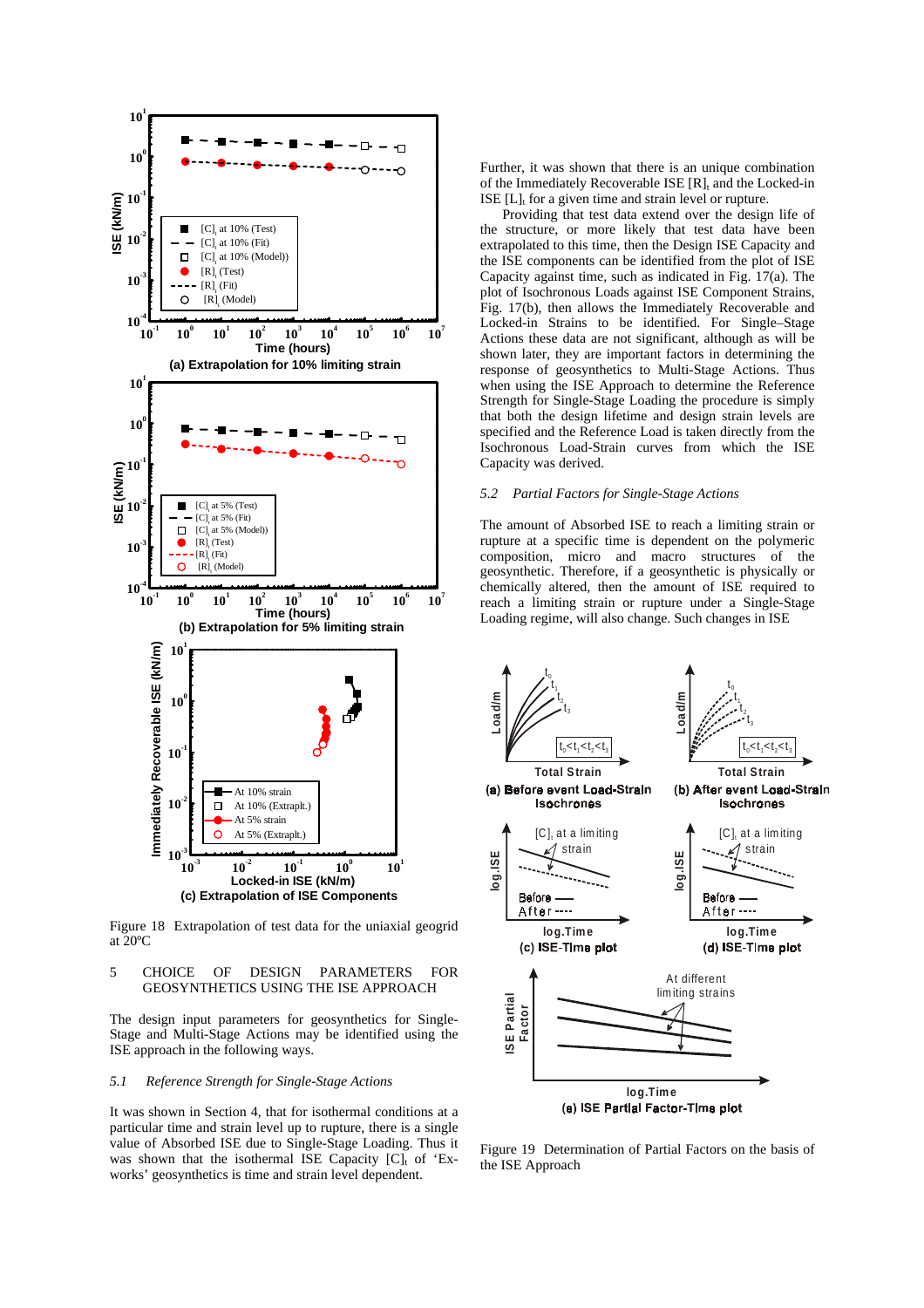Figure 18  Extrapolation of test data for the uniaxial geogrid at 20°C

## 5 CHOICE OF DESIGN PARAMETERS FOR GEOSYNTHETICS USING THE ISE APPROACH

The design input parameters for geosynthetics for Single-Stage and Multi-Stage Actions may be identified using the ISE approach in the following ways.

### 5.1 *Reference Strength for Single-Stage Actions*

It was shown in Section 4, that for isothermal conditions at a particular time and strain level up to rupture, there is a single value of Absorbed ISE due to Single-Stage Loading. Thus it was shown that the isothermal ISE Capacity $[C]_t$ of 'Ex-works' geosynthetics is time and strain level dependent.

Further, it was shown that there is an unique combination of the Immediately Recoverable ISE $[R]_t$ and the Locked-in ISE $[L]_t$ for a given time and strain level or rupture.

Providing that test data extend over the design life of the structure, or more likely that test data have been extrapolated to this time, then the Design ISE Capacity and the ISE components can be identified from the plot of ISE Capacity against time, such as indicated in Fig. 17(a). The plot of Isochronous Loads against ISE Component Strains, Fig. 17(b), then allows the Immediately Recoverable and Locked-in Strains to be identified. For Single-Stage Actions these data are not significant, although as will be shown later, they are important factors in determining the response of geosynthetics to Multi-Stage Actions. Thus when using the ISE Approach to determine the Reference Strength for Single-Stage Loading the procedure is simply that both the design lifetime and design strain levels are specified and the Reference Load is taken directly from the Isochronous Load-Strain curves from which the ISE Capacity was derived.

### 5.2 *Partial Factors for Single-Stage Actions*

The amount of Absorbed ISE to reach a limiting strain or rupture at a specific time is dependent on the polymeric composition, micro and macro structures of the geosynthetic. Therefore, if a geosynthetic is physically or chemically altered, then the amount of ISE required to reach a limiting strain or rupture under a Single-Stage Loading regime, will also change. Such changes in ISE

Figure 19  Determination of Partial Factors on the basis of the ISE Approach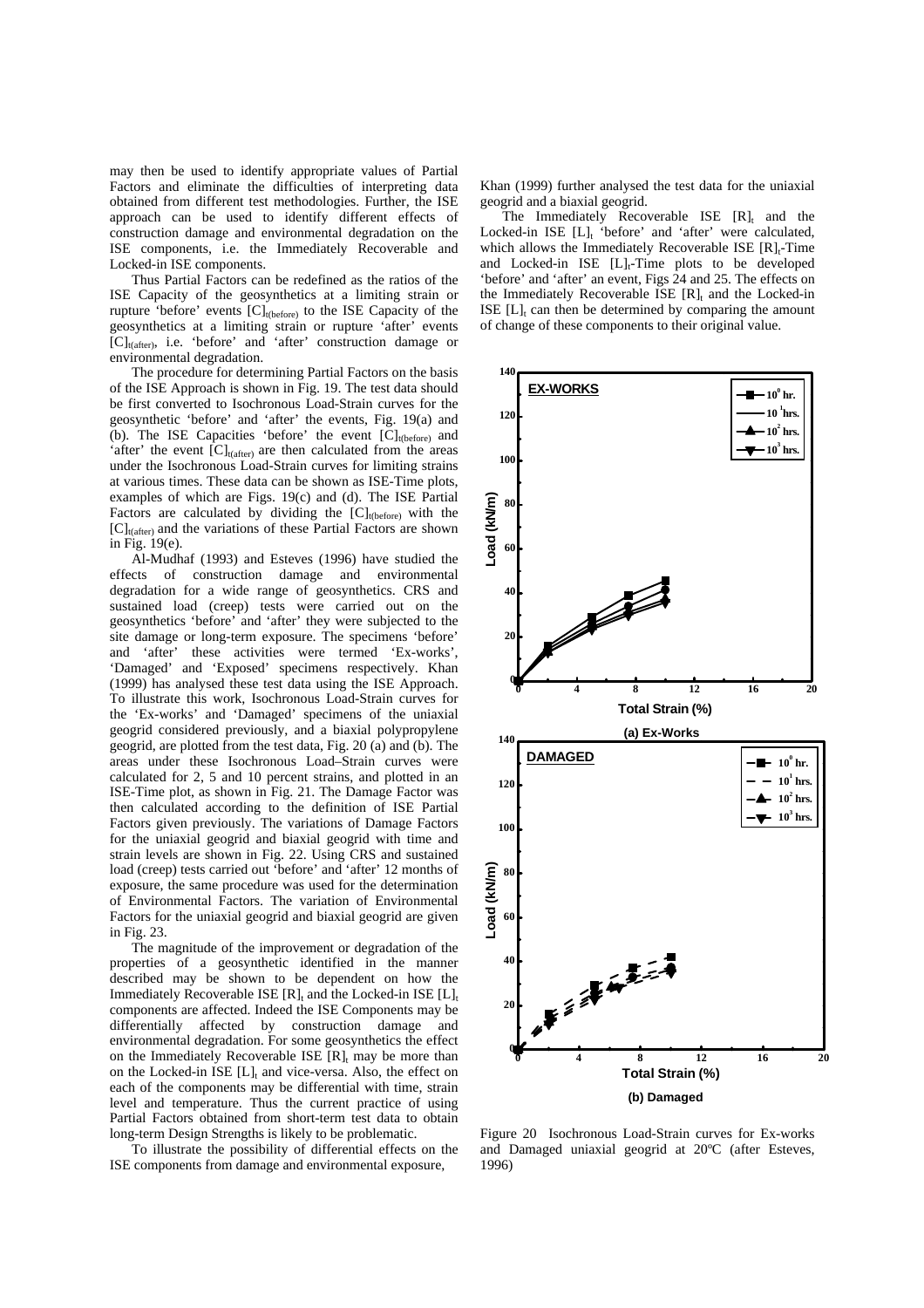may then be used to identify appropriate values of Partial Factors and eliminate the difficulties of interpreting data obtained from different test methodologies. Further, the ISE approach can be used to identify different effects of construction damage and environmental degradation on the ISE components, i.e. the Immediately Recoverable and Locked-in ISE components.

Thus Partial Factors can be redefined as the ratios of the ISE Capacity of the geosynthetics at a limiting strain or rupture 'before' events $[C]_{t(before)}$ to the ISE Capacity of the geosynthetics at a limiting strain or rupture 'after' events $[C]_{t(after)}$, i.e. 'before' and 'after' construction damage or environmental degradation.

The procedure for determining Partial Factors on the basis of the ISE Approach is shown in Fig. 19. The test data should be first converted to Isochronous Load-Strain curves for the geosynthetic 'before' and 'after' the events, Fig. 19(a) and (b). The ISE Capacities 'before' the event $[C]_{t(before)}$ and 'after' the event $[C]_{t(after)}$ are then calculated from the areas under the Isochronous Load-Strain curves for limiting strains at various times. These data can be shown as ISE-Time plots, examples of which are Figs. 19(c) and (d). The ISE Partial Factors are calculated by dividing the $[C]_{t(before)}$ with the $[C]_{t(after)}$ and the variations of these Partial Factors are shown in Fig. 19(e).

Al-Mudhaf (1993) and Esteves (1996) have studied the effects of construction damage and environmental degradation for a wide range of geosynthetics. CRS and sustained load (creep) tests were carried out on the geosynthetics 'before' and 'after' they were subjected to the site damage or long-term exposure. The specimens 'before' and 'after' these activities were termed 'Ex-works', 'Damaged' and 'Exposed' specimens respectively. Khan (1999) has analysed these test data using the ISE Approach. To illustrate this work, Isochronous Load-Strain curves for the 'Ex-works' and 'Damaged' specimens of the uniaxial geogrid considered previously, and a biaxial polypropylene geogrid, are plotted from the test data, Fig. 20 (a) and (b). The areas under these Isochronous Load–Strain curves were calculated for 2, 5 and 10 percent strains, and plotted in an ISE-Time plot, as shown in Fig. 21. The Damage Factor was then calculated according to the definition of ISE Partial Factors given previously. The variations of Damage Factors for the uniaxial geogrid and biaxial geogrid with time and strain levels are shown in Fig. 22. Using CRS and sustained load (creep) tests carried out 'before' and 'after' 12 months of exposure, the same procedure was used for the determination of Environmental Factors. The variation of Environmental Factors for the uniaxial geogrid and biaxial geogrid are given in Fig. 23.

The magnitude of the improvement or degradation of the properties of a geosynthetic identified in the manner described may be shown to be dependent on how the Immediately Recoverable ISE $[R]_t$ and the Locked-in ISE $[L]_t$ components are affected. Indeed the ISE Components may be differentially affected by construction damage and environmental degradation. For some geosynthetics the effect on the Immediately Recoverable ISE $[R]_t$ may be more than on the Locked-in ISE $[L]_t$ and vice-versa. Also, the effect on each of the components may be differential with time, strain level and temperature. Thus the current practice of using Partial Factors obtained from short-term test data to obtain long-term Design Strengths is likely to be problematic.

To illustrate the possibility of differential effects on the ISE components from damage and environmental exposure, Khan (1999) further analysed the test data for the uniaxial geogrid and a biaxial geogrid.

The Immediately Recoverable ISE $[R]_t$ and the Locked-in ISE $[L]_t$ 'before' and 'after' were calculated, which allows the Immediately Recoverable ISE $[R]_t$-Time and Locked-in ISE $[L]_t$-Time plots to be developed 'before' and 'after' an event, Figs 24 and 25. The effects on the Immediately Recoverable ISE $[R]_t$ and the Locked-in ISE $[L]_t$ can then be determined by comparing the amount of change of these components to their original value.

Figure 20 Isochronous Load-Strain curves for Ex-works and Damaged uniaxial geogrid at 20ºC (after Esteves, 1996)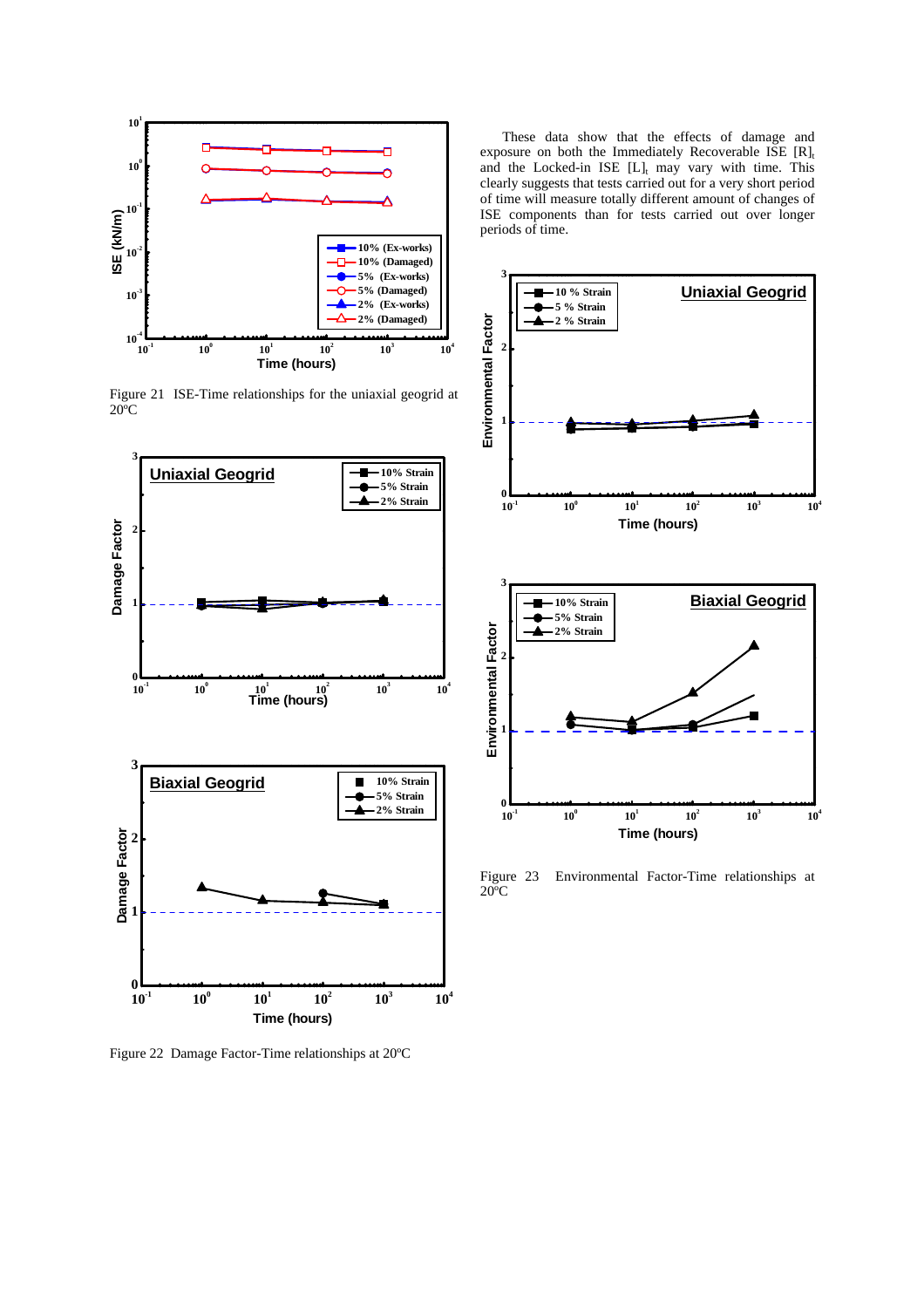Figure 21 ISE-Time relationships for the uniaxial geogrid at 20ºC

Figure 22 Damage Factor-Time relationships at 20ºC

These data show that the effects of damage and exposure on both the Immediately Recoverable ISE $[R]_t$ and the Locked-in ISE $[L]_t$ may vary with time. This clearly suggests that tests carried out for a very short period of time will measure totally different amount of changes of ISE components than for tests carried out over longer periods of time.

Figure 23 Environmental Factor-Time relationships at 20ºC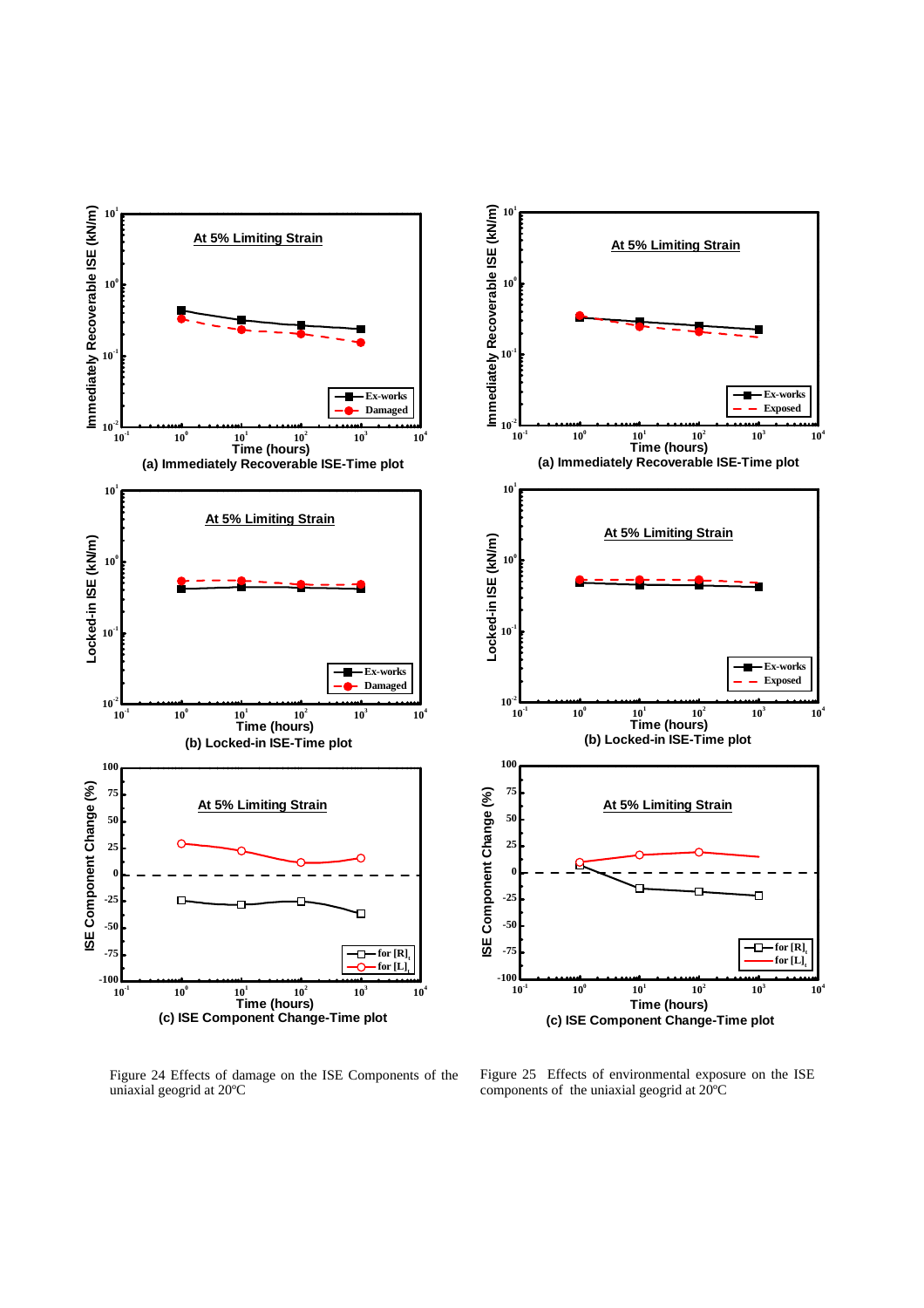Figure 24 Effects of damage on the ISE Components of the uniaxial geogrid at 20°C

Figure 25 Effects of environmental exposure on the ISE components of the uniaxial geogrid at 20°C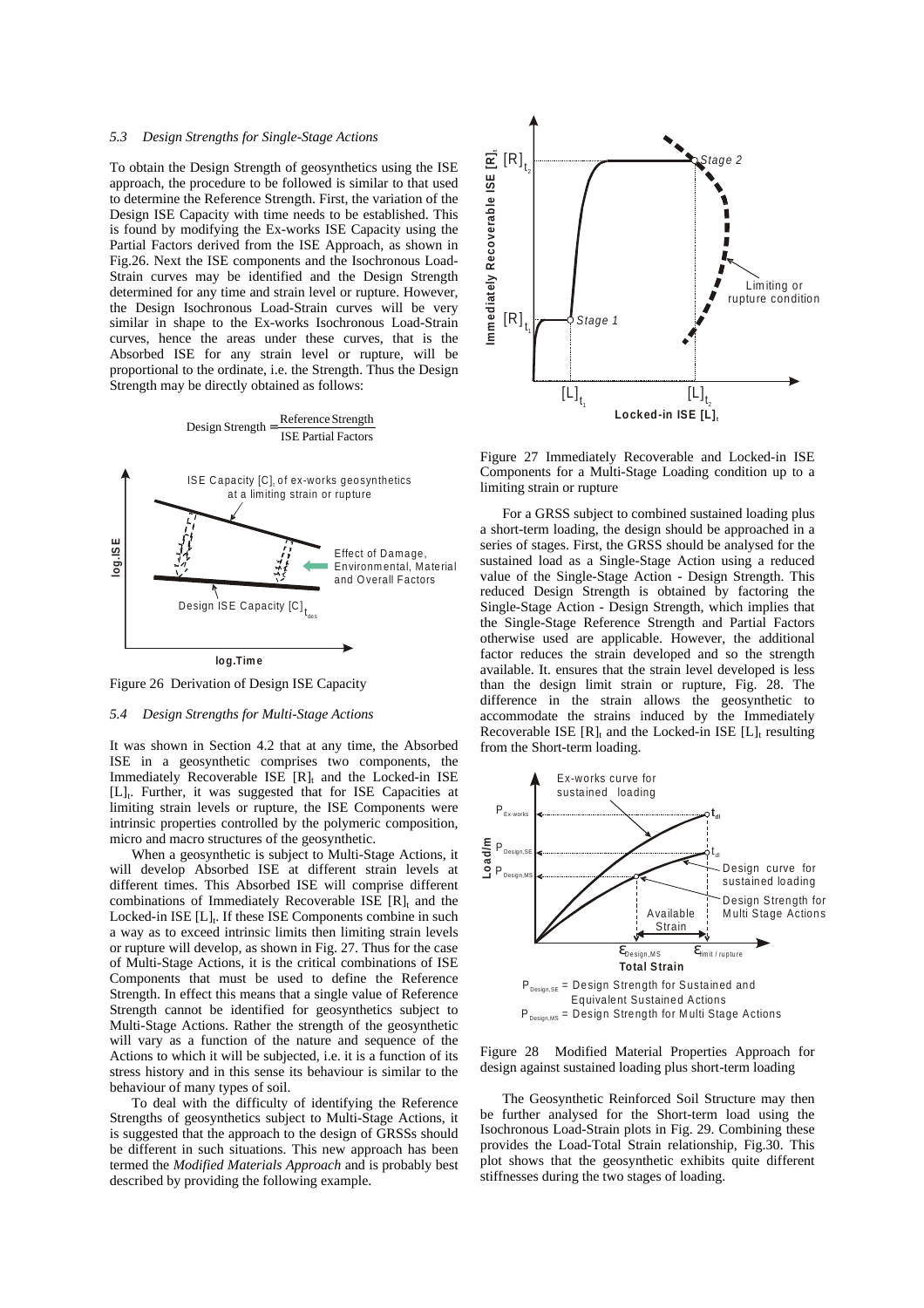### *5.3 Design Strengths for Single-Stage Actions*

To obtain the Design Strength of geosynthetics using the ISE approach, the procedure to be followed is similar to that used to determine the Reference Strength. First, the variation of the Design ISE Capacity with time needs to be established. This is found by modifying the Ex-works ISE Capacity using the Partial Factors derived from the ISE Approach, as shown in Fig.26. Next the ISE components and the Isochronous Load-Strain curves may be identified and the Design Strength determined for any time and strain level or rupture. However, the Design Isochronous Load-Strain curves will be very similar in shape to the Ex-works Isochronous Load-Strain curves, hence the areas under these curves, that is the Absorbed ISE for any strain level or rupture, will be proportional to the ordinate, i.e. the Strength. Thus the Design Strength may be directly obtained as follows:

$$\text{Design Strength} = \frac{\text{Reference Strength}}{\text{ISE Partial Factors}}$$

Figure 26 Derivation of Design ISE Capacity

### *5.4 Design Strengths for Multi-Stage Actions*

It was shown in Section 4.2 that at any time, the Absorbed ISE in a geosynthetic comprises two components, the Immediately Recoverable ISE $[R]_t$ and the Locked-in ISE $[L]_t$. Further, it was suggested that for ISE Capacities at limiting strain levels or rupture, the ISE Components were intrinsic properties controlled by the polymeric composition, micro and macro structures of the geosynthetic.

When a geosynthetic is subject to Multi-Stage Actions, it will develop Absorbed ISE at different strain levels at different times. This Absorbed ISE will comprise different combinations of Immediately Recoverable ISE $[R]_t$ and the Locked-in ISE $[L]_t$. If these ISE Components combine in such a way as to exceed intrinsic limits then limiting strain levels or rupture will develop, as shown in Fig. 27. Thus for the case of Multi-Stage Actions, it is the critical combinations of ISE Components that must be used to define the Reference Strength. In effect this means that a single value of Reference Strength cannot be identified for geosynthetics subject to Multi-Stage Actions. Rather the strength of the geosynthetic will vary as a function of the nature and sequence of the Actions to which it will be subjected, i.e. it is a function of its stress history and in this sense its behaviour is similar to the behaviour of many types of soil.

To deal with the difficulty of identifying the Reference Strengths of geosynthetics subject to Multi-Stage Actions, it is suggested that the approach to the design of GRSSs should be different in such situations. This new approach has been termed the *Modified Materials Approach* and is probably best described by providing the following example.

Figure 27 Immediately Recoverable and Locked-in ISE Components for a Multi-Stage Loading condition up to a limiting strain or rupture

For a GRSS subject to combined sustained loading plus a short-term loading, the design should be approached in a series of stages. First, the GRSS should be analysed for the sustained load as a Single-Stage Action using a reduced value of the Single-Stage Action - Design Strength. This reduced Design Strength is obtained by factoring the Single-Stage Action - Design Strength, which implies that the Single-Stage Reference Strength and Partial Factors otherwise used are applicable. However, the additional factor reduces the strain developed and so the strength available. It. ensures that the strain level developed is less than the design limit strain or rupture, Fig. 28. The difference in the strain allows the geosynthetic to accommodate the strains induced by the Immediately Recoverable ISE $[R]_t$ and the Locked-in ISE $[L]_t$ resulting from the Short-term loading.

$P_{Design,SE}$ = Design Strength for Sustained and Equivalent Sustained Actions
$P_{Design,MS}$ = Design Strength for Multi Stage Actions

Figure 28 Modified Material Properties Approach for design against sustained loading plus short-term loading

The Geosynthetic Reinforced Soil Structure may then be further analysed for the Short-term load using the Isochronous Load-Strain plots in Fig. 29. Combining these provides the Load-Total Strain relationship, Fig.30. This plot shows that the geosynthetic exhibits quite different stiffnesses during the two stages of loading.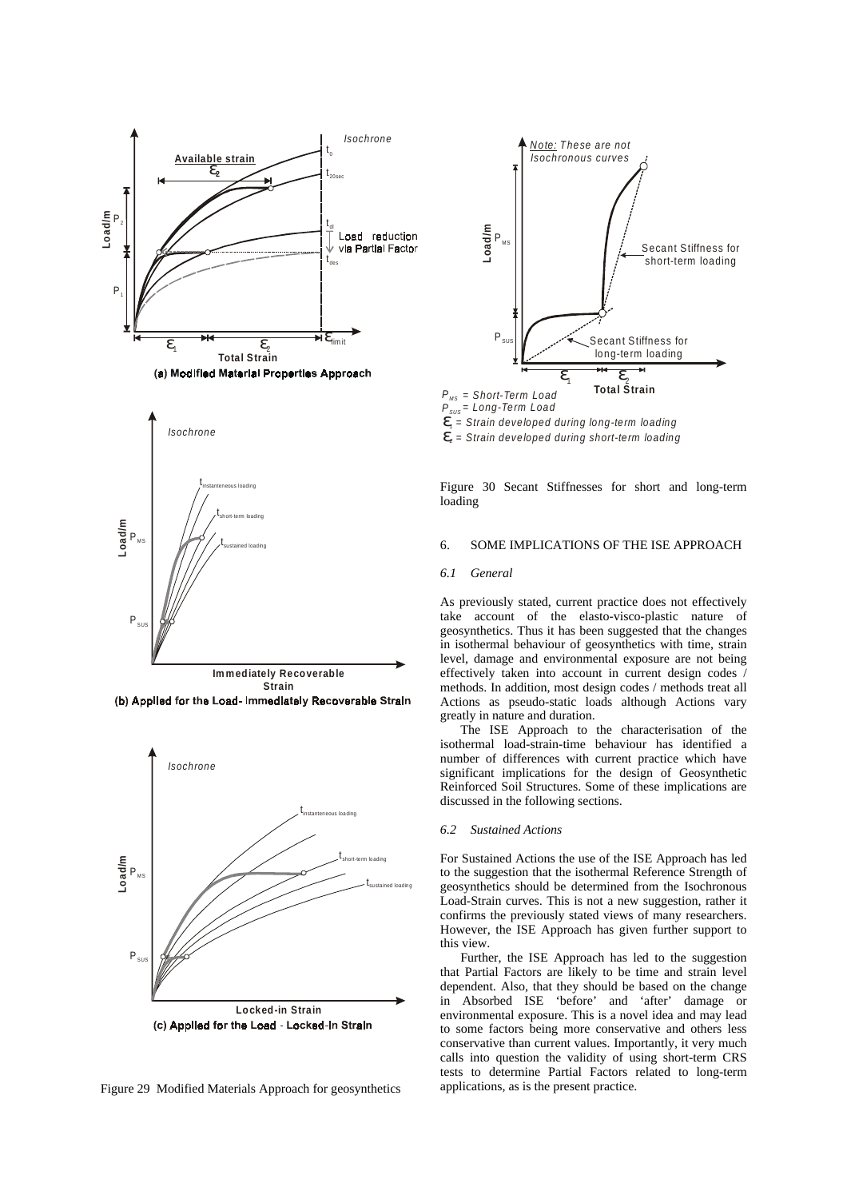Figure 29 Modified Materials Approach for geosynthetics

Figure 30 Secant Stiffnesses for short and long-term loading

## 6. SOME IMPLICATIONS OF THE ISE APPROACH

### *6.1 General*

As previously stated, current practice does not effectively take account of the elasto-visco-plastic nature of geosynthetics. Thus it has been suggested that the changes in isothermal behaviour of geosynthetics with time, strain level, damage and environmental exposure are not being effectively taken into account in current design codes / methods. In addition, most design codes / methods treat all Actions as pseudo-static loads although Actions vary greatly in nature and duration.

The ISE Approach to the characterisation of the isothermal load-strain-time behaviour has identified a number of differences with current practice which have significant implications for the design of Geosynthetic Reinforced Soil Structures. Some of these implications are discussed in the following sections.

### *6.2 Sustained Actions*

For Sustained Actions the use of the ISE Approach has led to the suggestion that the isothermal Reference Strength of geosynthetics should be determined from the Isochronous Load-Strain curves. This is not a new suggestion, rather it confirms the previously stated views of many researchers. However, the ISE Approach has given further support to this view.

Further, the ISE Approach has led to the suggestion that Partial Factors are likely to be time and strain level dependent. Also, that they should be based on the change in Absorbed ISE 'before' and 'after' damage or environmental exposure. This is a novel idea and may lead to some factors being more conservative and others less conservative than current values. Importantly, it very much calls into question the validity of using short-term CRS tests to determine Partial Factors related to long-term applications, as is the present practice.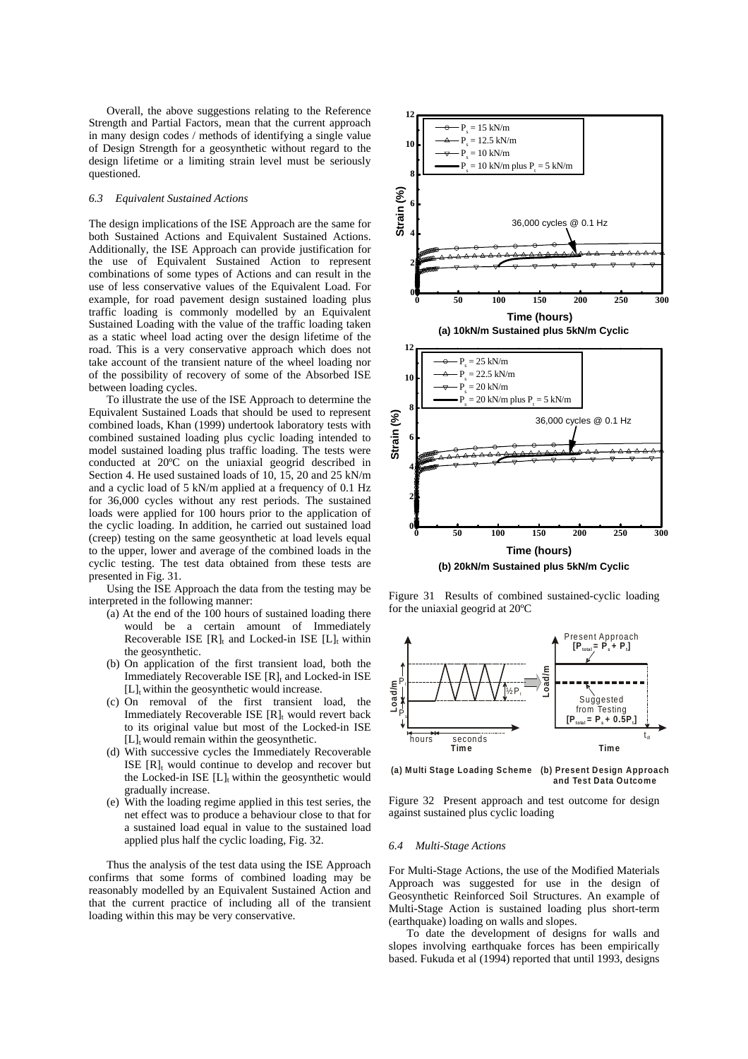Overall, the above suggestions relating to the Reference Strength and Partial Factors, mean that the current approach in many design codes / methods of identifying a single value of Design Strength for a geosynthetic without regard to the design lifetime or a limiting strain level must be seriously questioned.

### *6.3 Equivalent Sustained Actions*

The design implications of the ISE Approach are the same for both Sustained Actions and Equivalent Sustained Actions. Additionally, the ISE Approach can provide justification for the use of Equivalent Sustained Action to represent combinations of some types of Actions and can result in the use of less conservative values of the Equivalent Load. For example, for road pavement design sustained loading plus traffic loading is commonly modelled by an Equivalent Sustained Loading with the value of the traffic loading taken as a static wheel load acting over the design lifetime of the road. This is a very conservative approach which does not take account of the transient nature of the wheel loading nor of the possibility of recovery of some of the Absorbed ISE between loading cycles.

To illustrate the use of the ISE Approach to determine the Equivalent Sustained Loads that should be used to represent combined loads, Khan (1999) undertook laboratory tests with combined sustained loading plus cyclic loading intended to model sustained loading plus traffic loading. The tests were conducted at 20ºC on the uniaxial geogrid described in Section 4. He used sustained loads of 10, 15, 20 and 25 kN/m and a cyclic load of 5 kN/m applied at a frequency of 0.1 Hz for 36,000 cycles without any rest periods. The sustained loads were applied for 100 hours prior to the application of the cyclic loading. In addition, he carried out sustained load (creep) testing on the same geosynthetic at load levels equal to the upper, lower and average of the combined loads in the cyclic testing. The test data obtained from these tests are presented in Fig. 31.

Using the ISE Approach the data from the testing may be interpreted in the following manner:

- (a) At the end of the 100 hours of sustained loading there would be a certain amount of Immediately Recoverable ISE $[R]_t$ and Locked-in ISE $[L]_t$ within the geosynthetic.
- (b) On application of the first transient load, both the Immediately Recoverable ISE $[R]_t$ and Locked-in ISE $[L]_t$ within the geosynthetic would increase.
- (c) On removal of the first transient load, the Immediately Recoverable ISE $[R]_t$ would revert back to its original value but most of the Locked-in ISE $[L]_t$ would remain within the geosynthetic.
- (d) With successive cycles the Immediately Recoverable ISE $[R]_t$ would continue to develop and recover but the Locked-in ISE $[L]_t$ within the geosynthetic would gradually increase.
- (e) With the loading regime applied in this test series, the net effect was to produce a behaviour close to that for a sustained load equal in value to the sustained load applied plus half the cyclic loading, Fig. 32.

Thus the analysis of the test data using the ISE Approach confirms that some forms of combined loading may be reasonably modelled by an Equivalent Sustained Action and that the current practice of including all of the transient loading within this may be very conservative.

Figure 31 Results of combined sustained-cyclic loading for the uniaxial geogrid at 20ºC

Figure 32 Present approach and test outcome for design against sustained plus cyclic loading

### *6.4 Multi-Stage Actions*

For Multi-Stage Actions, the use of the Modified Materials Approach was suggested for use in the design of Geosynthetic Reinforced Soil Structures. An example of Multi-Stage Action is sustained loading plus short-term (earthquake) loading on walls and slopes.

To date the development of designs for walls and slopes involving earthquake forces has been empirically based. Fukuda et al (1994) reported that until 1993, designs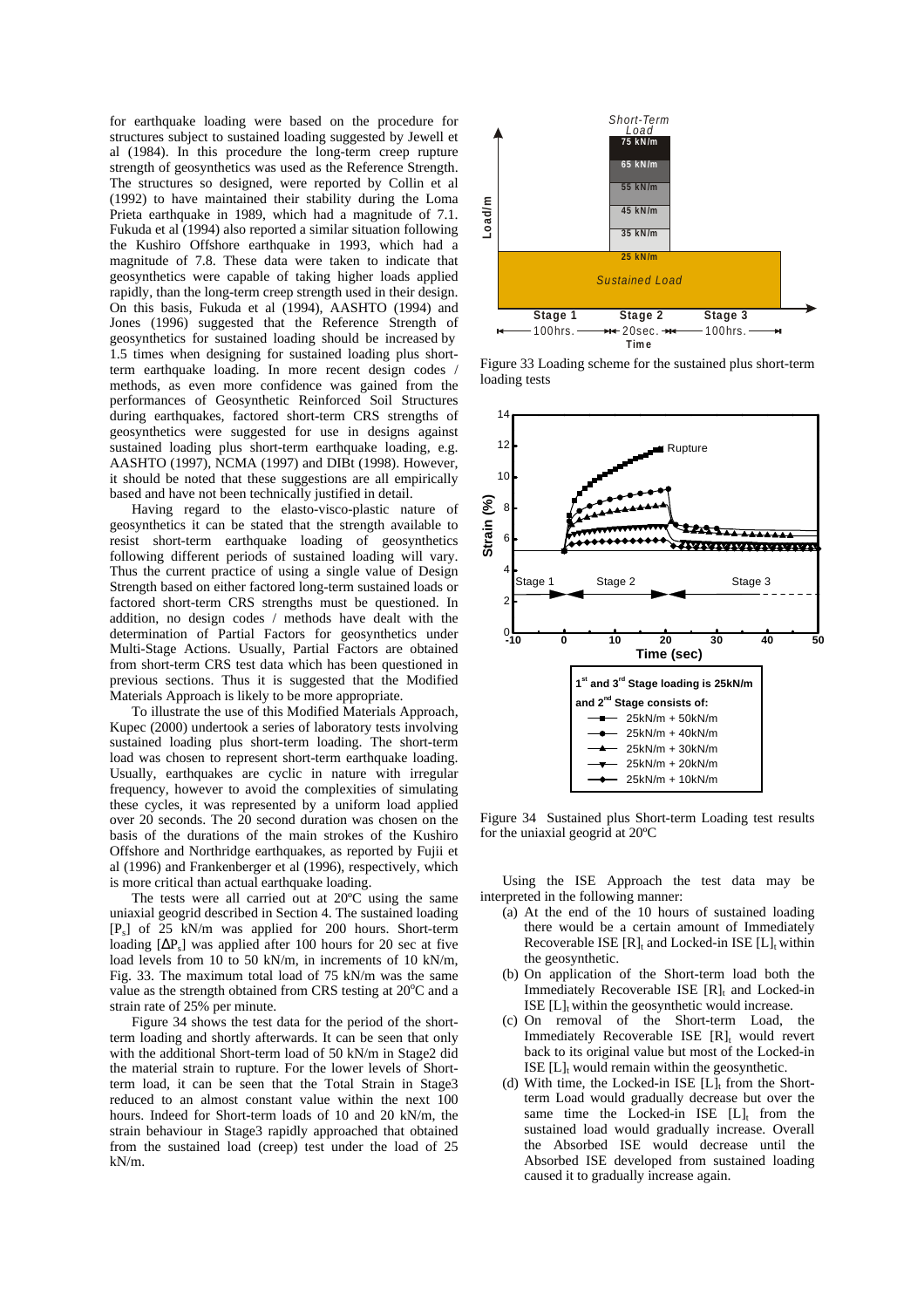for earthquake loading were based on the procedure for structures subject to sustained loading suggested by Jewell et al (1984). In this procedure the long-term creep rupture strength of geosynthetics was used as the Reference Strength. The structures so designed, were reported by Collin et al (1992) to have maintained their stability during the Loma Prieta earthquake in 1989, which had a magnitude of 7.1. Fukuda et al (1994) also reported a similar situation following the Kushiro Offshore earthquake in 1993, which had a magnitude of 7.8. These data were taken to indicate that geosynthetics were capable of taking higher loads applied rapidly, than the long-term creep strength used in their design. On this basis, Fukuda et al (1994), AASHTO (1994) and Jones (1996) suggested that the Reference Strength of geosynthetics for sustained loading should be increased by 1.5 times when designing for sustained loading plus short-term earthquake loading. In more recent design codes / methods, as even more confidence was gained from the performances of Geosynthetic Reinforced Soil Structures during earthquakes, factored short-term CRS strengths of geosynthetics were suggested for use in designs against sustained loading plus short-term earthquake loading, e.g. AASHTO (1997), NCMA (1997) and DIBt (1998). However, it should be noted that these suggestions are all empirically based and have not been technically justified in detail.

Having regard to the elasto-visco-plastic nature of geosynthetics it can be stated that the strength available to resist short-term earthquake loading of geosynthetics following different periods of sustained loading will vary. Thus the current practice of using a single value of Design Strength based on either factored long-term sustained loads or factored short-term CRS strengths must be questioned. In addition, no design codes / methods have dealt with the determination of Partial Factors for geosynthetics under Multi-Stage Actions. Usually, Partial Factors are obtained from short-term CRS test data which has been questioned in previous sections. Thus it is suggested that the Modified Materials Approach is likely to be more appropriate.

To illustrate the use of this Modified Materials Approach, Kupec (2000) undertook a series of laboratory tests involving sustained loading plus short-term loading. The short-term load was chosen to represent short-term earthquake loading. Usually, earthquakes are cyclic in nature with irregular frequency, however to avoid the complexities of simulating these cycles, it was represented by a uniform load applied over 20 seconds. The 20 second duration was chosen on the basis of the durations of the main strokes of the Kushiro Offshore and Northridge earthquakes, as reported by Fujii et al (1996) and Frankenberger et al (1996), respectively, which is more critical than actual earthquake loading.

The tests were all carried out at 20°C using the same uniaxial geogrid described in Section 4. The sustained loading [$P_s$] of 25 kN/m was applied for 200 hours. Short-term loading [$\Delta P_s$] was applied after 100 hours for 20 sec at five load levels from 10 to 50 kN/m, in increments of 10 kN/m, Fig. 33. The maximum total load of 75 kN/m was the same value as the strength obtained from CRS testing at 20°C and a strain rate of 25% per minute.

Figure 34 shows the test data for the period of the short-term loading and shortly afterwards. It can be seen that only with the additional Short-term load of 50 kN/m in Stage2 did the material strain to rupture. For the lower levels of Short-term load, it can be seen that the Total Strain in Stage3 reduced to an almost constant value within the next 100 hours. Indeed for Short-term loads of 10 and 20 kN/m, the strain behaviour in Stage3 rapidly approached that obtained from the sustained load (creep) test under the load of 25 kN/m.

Figure 33 Loading scheme for the sustained plus short-term loading tests

Figure 34 Sustained plus Short-term Loading test results for the uniaxial geogrid at 20ºC

Using the ISE Approach the test data may be interpreted in the following manner:

(a) At the end of the 10 hours of sustained loading there would be a certain amount of Immediately Recoverable ISE $[R]_t$ and Locked-in ISE $[L]_t$ within the geosynthetic.

(b) On application of the Short-term load both the Immediately Recoverable ISE $[R]_t$ and Locked-in ISE $[L]_t$ within the geosynthetic would increase.

(c) On removal of the Short-term Load, the Immediately Recoverable ISE $[R]_t$ would revert back to its original value but most of the Locked-in ISE $[L]_t$ would remain within the geosynthetic.

(d) With time, the Locked-in ISE $[L]_t$ from the Short-term Load would gradually decrease but over the same time the Locked-in ISE $[L]_t$ from the sustained load would gradually increase. Overall the Absorbed ISE would decrease until the Absorbed ISE developed from sustained loading caused it to gradually increase again.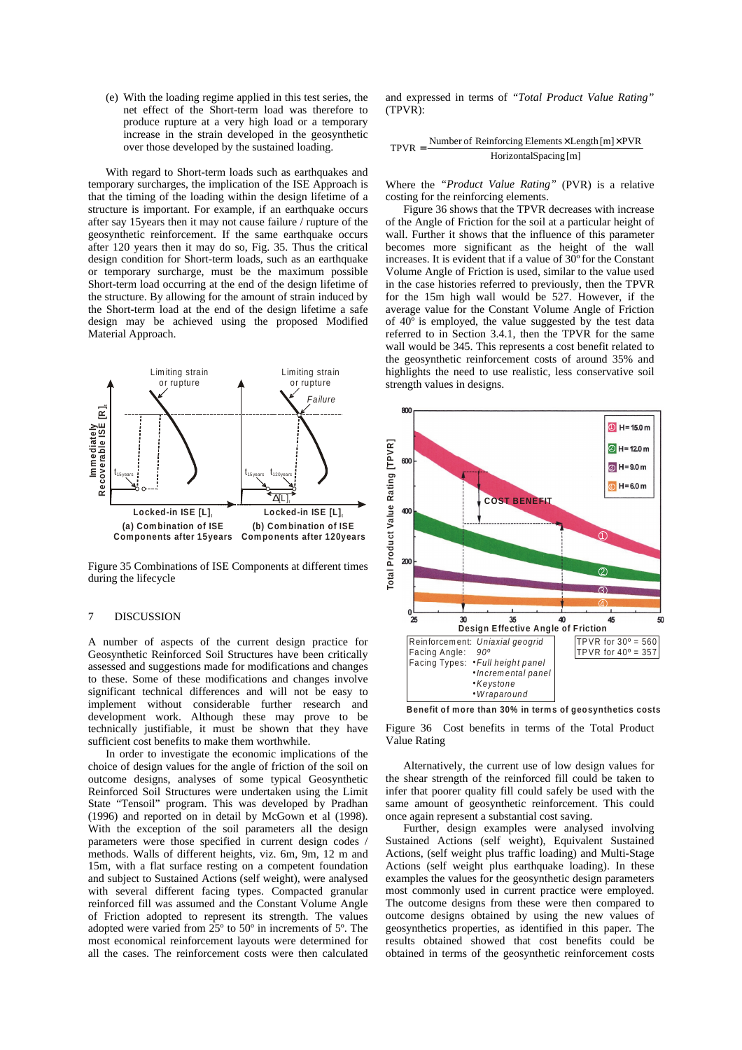(e) With the loading regime applied in this test series, the net effect of the Short-term load was therefore to produce rupture at a very high load or a temporary increase in the strain developed in the geosynthetic over those developed by the sustained loading.

With regard to Short-term loads such as earthquakes and temporary surcharges, the implication of the ISE Approach is that the timing of the loading within the design lifetime of a structure is important. For example, if an earthquake occurs after say 15years then it may not cause failure / rupture of the geosynthetic reinforcement. If the same earthquake occurs after 120 years then it may do so, Fig. 35. Thus the critical design condition for Short-term loads, such as an earthquake or temporary surcharge, must be the maximum possible Short-term load occurring at the end of the design lifetime of the structure. By allowing for the amount of strain induced by the Short-term load at the end of the design lifetime a safe design may be achieved using the proposed Modified Material Approach.

Figure 35 Combinations of ISE Components at different times during the lifecycle

## 7 DISCUSSION

A number of aspects of the current design practice for Geosynthetic Reinforced Soil Structures have been critically assessed and suggestions made for modifications and changes to these. Some of these modifications and changes involve significant technical differences and will not be easy to implement without considerable further research and development work. Although these may prove to be technically justifiable, it must be shown that they have sufficient cost benefits to make them worthwhile.

In order to investigate the economic implications of the choice of design values for the angle of friction of the soil on outcome designs, analyses of some typical Geosynthetic Reinforced Soil Structures were undertaken using the Limit State "Tensoil" program. This was developed by Pradhan (1996) and reported on in detail by McGown et al (1998). With the exception of the soil parameters all the design parameters were those specified in current design codes / methods. Walls of different heights, viz. 6m, 9m, 12 m and 15m, with a flat surface resting on a competent foundation and subject to Sustained Actions (self weight), were analysed with several different facing types. Compacted granular reinforced fill was assumed and the Constant Volume Angle of Friction adopted to represent its strength. The values adopted were varied from 25º to 50º in increments of 5º. The most economical reinforcement layouts were determined for all the cases. The reinforcement costs were then calculated and expressed in terms of *"Total Product Value Rating"* (TPVR):

$$\text{TPVR} = \frac{\text{Number of Reinforcing Elements} \times \text{Length [m]} \times \text{PVR}}{\text{Horizontal Spacing [m]}}$$

Where the *"Product Value Rating"* (PVR) is a relative costing for the reinforcing elements.

Figure 36 shows that the TPVR decreases with increase of the Angle of Friction for the soil at a particular height of wall. Further it shows that the influence of this parameter becomes more significant as the height of the wall increases. It is evident that if a value of 30º for the Constant Volume Angle of Friction is used, similar to the value used in the case histories referred to previously, then the TPVR for the 15m high wall would be 527. However, if the average value for the Constant Volume Angle of Friction of 40º is employed, the value suggested by the test data referred to in Section 3.4.1, then the TPVR for the same wall would be 345. This represents a cost benefit related to the geosynthetic reinforcement costs of around 35% and highlights the need to use realistic, less conservative soil strength values in designs.

Figure 36 Cost benefits in terms of the Total Product Value Rating

Alternatively, the current use of low design values for the shear strength of the reinforced fill could be taken to infer that poorer quality fill could safely be used with the same amount of geosynthetic reinforcement. This could once again represent a substantial cost saving.

Further, design examples were analysed involving Sustained Actions (self weight), Equivalent Sustained Actions, (self weight plus traffic loading) and Multi-Stage Actions (self weight plus earthquake loading). In these examples the values for the geosynthetic design parameters most commonly used in current practice were employed. The outcome designs from these were then compared to outcome designs obtained by using the new values of geosynthetics properties, as identified in this paper. The results obtained showed that cost benefits could be obtained in terms of the geosynthetic reinforcement costs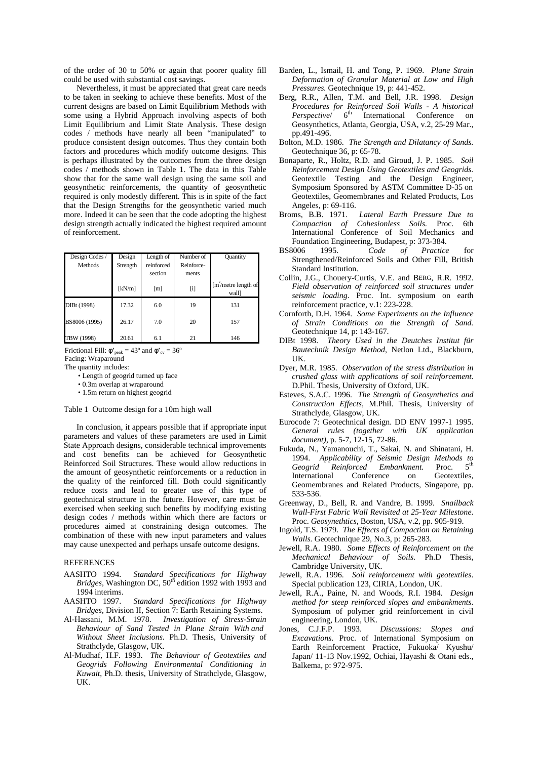of the order of 30 to 50% or again that poorer quality fill could be used with substantial cost savings.

Nevertheless, it must be appreciated that great care needs to be taken in seeking to achieve these benefits. Most of the current designs are based on Limit Equilibrium Methods with some using a Hybrid Approach involving aspects of both Limit Equilibrium and Limit State Analysis. These design codes / methods have nearly all been "manipulated" to produce consistent design outcomes. Thus they contain both factors and procedures which modify outcome designs. This is perhaps illustrated by the outcomes from the three design codes / methods shown in Table 1. The data in this Table show that for the same wall design using the same soil and geosynthetic reinforcements, the quantity of geosynthetic required is only modestly different. This is in spite of the fact that the Design Strengths for the geosynthetic varied much more. Indeed it can be seen that the code adopting the highest design strength actually indicated the highest required amount of reinforcement.

| Design Codes / Methods | Design Strength [kN/m] | Length of reinforced section [m] | Number of Reinforce-ments [i] | Quantity [$m^2$/metre length of wall] |
|---|---|---|---|---|
| DIBt (1998) | 17.32 | 6.0 | 19 | 131 |
| BS8006 (1995) | 26.17 | 7.0 | 20 | 157 |
| TBW (1998) | 20.61 | 6.1 | 21 | 146 |

Frictional Fill: $\phi'_{peak} = 43^o$ and $\phi'_{cv} = 36^o$
Facing: Wraparound
The quantity includes:

- Length of geogrid turned up face
- 0.3m overlap at wraparound
- 1.5m return on highest geogrid

Table 1 Outcome design for a 10m high wall

In conclusion, it appears possible that if appropriate input parameters and values of these parameters are used in Limit State Approach designs, considerable technical improvements and cost benefits can be achieved for Geosynthetic Reinforced Soil Structures. These would allow reductions in the amount of geosynthetic reinforcements or a reduction in the quality of the reinforced fill. Both could significantly reduce costs and lead to greater use of this type of geotechnical structure in the future. However, care must be exercised when seeking such benefits by modifying existing design codes / methods within which there are factors or procedures aimed at constraining design outcomes. The combination of these with new input parameters and values may cause unexpected and perhaps unsafe outcome designs.

## REFERENCES

AASHTO 1994. *Standard Specifications for Highway Bridges*, Washington DC, 50th edition 1992 with 1993 and 1994 interims.

AASHTO 1997. *Standard Specifications for Highway Bridges*, Division II, Section 7: Earth Retaining Systems.

Al-Hassani, M.M. 1978. *Investigation of Stress-Strain Behaviour of Sand Tested in Plane Strain With and Without Sheet Inclusions.* Ph.D. Thesis, University of Strathclyde, Glasgow, UK.

Al-Mudhaf, H.F. 1993. *The Behaviour of Geotextiles and Geogrids Following Environmental Conditioning in Kuwait*, Ph.D. thesis, University of Strathclyde, Glasgow, UK.

Barden, L., Ismail, H. and Tong, P. 1969. *Plane Strain Deformation of Granular Material at Low and High Pressures.* Geotechnique 19, p: 441-452.

Berg, R.R., Allen, T.M. and Bell, J.R. 1998. *Design Procedures for Reinforced Soil Walls - A historical Perspective*/ 6th International Conference on Geosynthetics, Atlanta, Georgia, USA, v.2, 25-29 Mar., pp.491-496.

Bolton, M.D. 1986. *The Strength and Dilatancy of Sands.* Geotechnique 36, p: 65-78.

Bonaparte, R., Holtz, R.D. and Giroud, J. P. 1985. *Soil Reinforcement Design Using Geotextiles and Geogrids.* Geotextile Testing and the Design Engineer, Symposium Sponsored by ASTM Committee D-35 on Geotextiles, Geomembranes and Related Products, Los Angeles, p: 69-116.

Broms, B.B. 1971. *Lateral Earth Pressure Due to Compaction of Cohesionless Soils.* Proc. 6th International Conference of Soil Mechanics and Foundation Engineering, Budapest, p: 373-384.

BS8006 1995. *Code of Practice* for Strengthened/Reinforced Soils and Other Fill, British Standard Institution.

Collin, J.G., Chouery-Curtis, V.E. and BERG, R.R. 1992. *Field observation of reinforced soil structures under seismic loading*. Proc. Int. symposium on earth reinforcement practice, v.1: 223-228.

Cornforth, D.H. 1964. *Some Experiments on the Influence of Strain Conditions on the Strength of Sand.* Geotechnique 14, p: 143-167.

DIBt 1998. *Theory Used in the Deutches Institut für Bautechnik Design Method*, Netlon Ltd., Blackburn, UK.

Dyer, M.R. 1985. *Observation of the stress distribution in crushed glass with applications of soil reinforcement.* D.Phil. Thesis, University of Oxford, UK.

Esteves, S.A.C. 1996. *The Strength of Geosynthetics and Construction Effects*, M.Phil. Thesis, University of Strathclyde, Glasgow, UK.

Eurocode 7: Geotechnical design. DD ENV 1997-1 1995. *General rules (together with UK application document)*, p. 5-7, 12-15, 72-86.

Fukuda, N., Yamanouchi, T., Sakai, N. and Shinatani, H. 1994. *Applicability of Seismic Design Methods to Geogrid Reinforced Embankment.* Proc. 5th International Conference on Geotextiles, Geomembranes and Related Products, Singapore, pp. 533-536.

Greenway, D., Bell, R. and Vandre, B. 1999. *Snailback Wall-First Fabric Wall Revisited at 25-Year Milestone*. Proc. *Geosynethtics*, Boston, USA, v.2, pp. 905-919.

Ingold, T.S. 1979. *The Effects of Compaction on Retaining Walls.* Geotechnique 29, No.3, p: 265-283.

Jewell, R.A. 1980. *Some Effects of Reinforcement on the Mechanical Behaviour of Soils.* Ph.D Thesis, Cambridge University, UK.

Jewell, R.A. 1996. *Soil reinforcement with geotextiles*. Special publication 123, CIRIA, London, UK.

Jewell, R.A., Paine, N. and Woods, R.I. 1984. *Design method for steep reinforced slopes and embankments*. Symposium of polymer grid reinforcement in civil engineering, London, UK.

Jones, C.J.F.P. 1993. *Discussions: Slopes and Excavations.* Proc. of International Symposium on Earth Reinforcement Practice, Fukuoka/ Kyushu/ Japan/ 11-13 Nov.1992, Ochiai, Hayashi & Otani eds., Balkema, p: 972-975.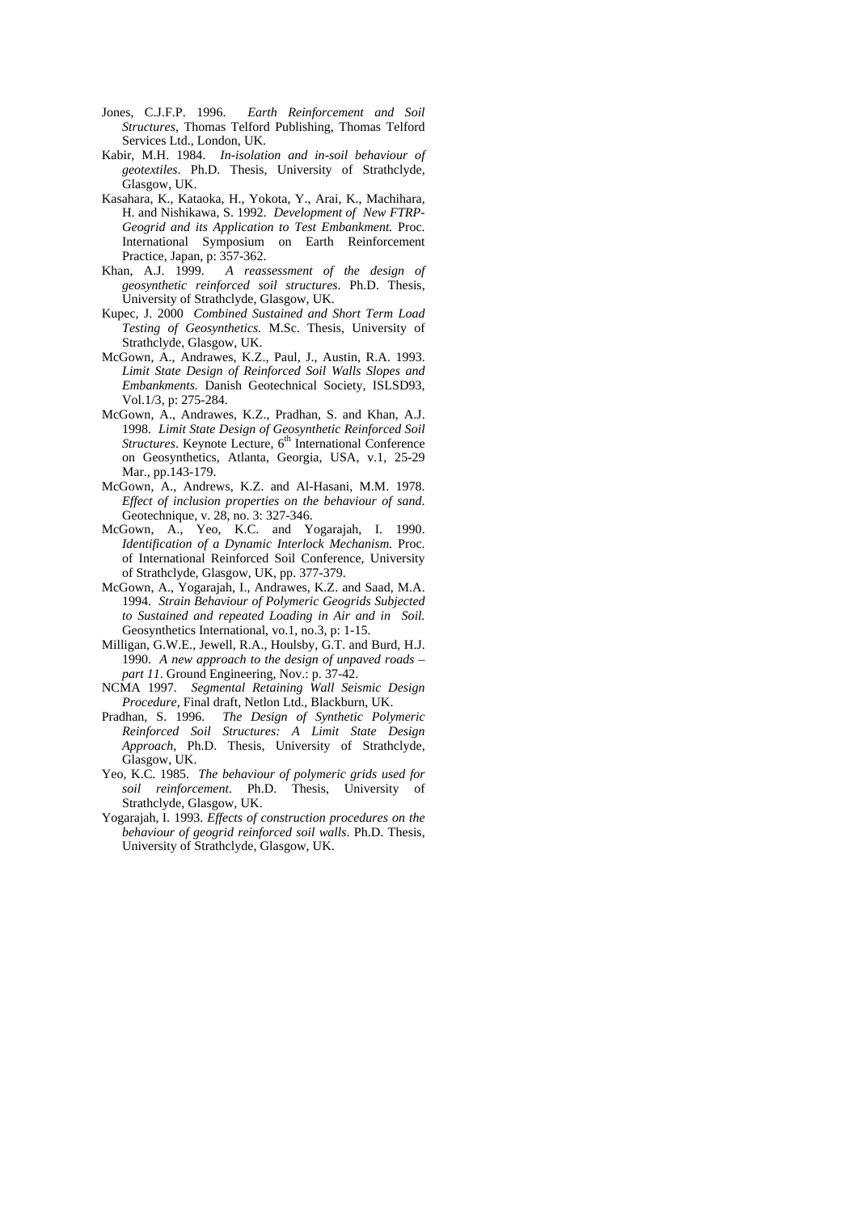Jones, C.J.F.P. 1996. *Earth Reinforcement and Soil Structures*, Thomas Telford Publishing, Thomas Telford Services Ltd., London, UK.

Kabir, M.H. 1984. *In-isolation and in-soil behaviour of geotextiles*. Ph.D. Thesis, University of Strathclyde, Glasgow, UK.

Kasahara, K., Kataoka, H., Yokota, Y., Arai, K., Machihara, H. and Nishikawa, S. 1992. *Development of New FTRP-Geogrid and its Application to Test Embankment.* Proc. International Symposium on Earth Reinforcement Practice, Japan, p: 357-362.

Khan, A.J. 1999. *A reassessment of the design of geosynthetic reinforced soil structures*. Ph.D. Thesis, University of Strathclyde, Glasgow, UK.

Kupec, J. 2000 *Combined Sustained and Short Term Load Testing of Geosynthetics.* M.Sc. Thesis, University of Strathclyde, Glasgow, UK.

McGown, A., Andrawes, K.Z., Paul, J., Austin, R.A. 1993. *Limit State Design of Reinforced Soil Walls Slopes and Embankments.* Danish Geotechnical Society, ISLSD93, Vol.1/3, p: 275-284.

McGown, A., Andrawes, K.Z., Pradhan, S. and Khan, A.J. 1998. *Limit State Design of Geosynthetic Reinforced Soil Structures*. Keynote Lecture, 6th International Conference on Geosynthetics, Atlanta, Georgia, USA, v.1, 25-29 Mar., pp.143-179.

McGown, A., Andrews, K.Z. and Al-Hasani, M.M. 1978. *Effect of inclusion properties on the behaviour of sand*. Geotechnique, v. 28, no. 3: 327-346.

McGown, A., Yeo, K.C. and Yogarajah, I. 1990. *Identification of a Dynamic Interlock Mechanism.* Proc. of International Reinforced Soil Conference, University of Strathclyde, Glasgow, UK, pp. 377-379.

McGown, A., Yogarajah, I., Andrawes, K.Z. and Saad, M.A. 1994. *Strain Behaviour of Polymeric Geogrids Subjected to Sustained and repeated Loading in Air and in Soil.* Geosynthetics International, vo.1, no.3, p: 1-15.

Milligan, G.W.E., Jewell, R.A., Houlsby, G.T. and Burd, H.J. 1990. *A new approach to the design of unpaved roads – part 11*. Ground Engineering, Nov.: p. 37-42.

NCMA 1997. *Segmental Retaining Wall Seismic Design Procedure*, Final draft, Netlon Ltd., Blackburn, UK.

Pradhan, S. 1996. *The Design of Synthetic Polymeric Reinforced Soil Structures: A Limit State Design Approach*, Ph.D. Thesis, University of Strathclyde, Glasgow, UK.

Yeo, K.C. 1985. *The behaviour of polymeric grids used for soil reinforcement*. Ph.D. Thesis, University of Strathclyde, Glasgow, UK.

Yogarajah, I. 1993. *Effects of construction procedures on the behaviour of geogrid reinforced soil walls*. Ph.D. Thesis, University of Strathclyde, Glasgow, UK.